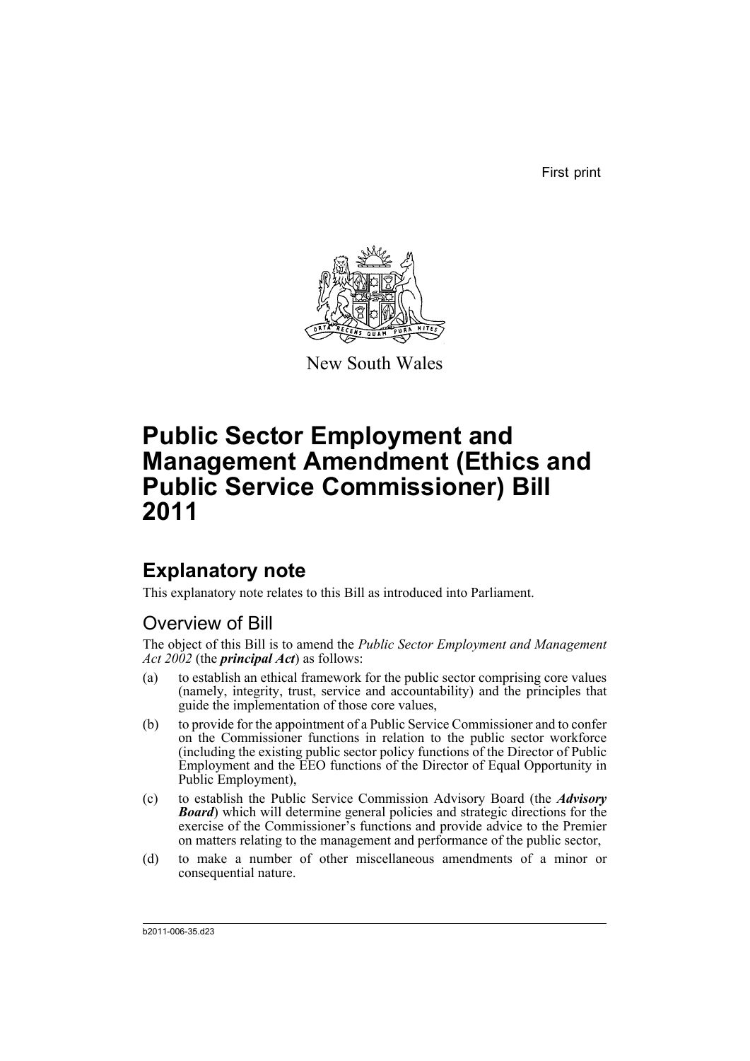First print

New South Wales

# Public Sector Employment and Management Amendment (Ethics and Public Service Commissioner) Bill 2011

## Explanatory note

This explanatory note relates to this Bill as introduced into Parliament.

### Overview of Bill

The object of this Bill is to amend the *Public Sector Employment and Management Act 2002* (the ***principal Act***) as follows:

(a) to establish an ethical framework for the public sector comprising core values (namely, integrity, trust, service and accountability) and the principles that guide the implementation of those core values,

(b) to provide for the appointment of a Public Service Commissioner and to confer on the Commissioner functions in relation to the public sector workforce (including the existing public sector policy functions of the Director of Public Employment and the EEO functions of the Director of Equal Opportunity in Public Employment),

(c) to establish the Public Service Commission Advisory Board (the ***Advisory Board***) which will determine general policies and strategic directions for the exercise of the Commissioner's functions and provide advice to the Premier on matters relating to the management and performance of the public sector,

(d) to make a number of other miscellaneous amendments of a minor or consequential nature.

b2011-006-35.d23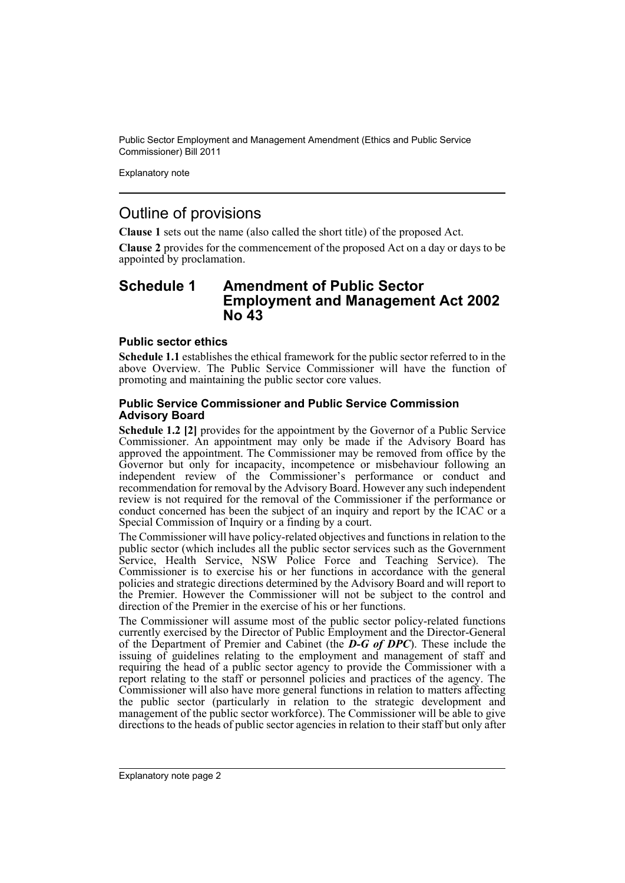## Outline of provisions

**Clause 1** sets out the name (also called the short title) of the proposed Act.

**Clause 2** provides for the commencement of the proposed Act on a day or days to be appointed by proclamation.

## Schedule 1 Amendment of Public Sector Employment and Management Act 2002 No 43

### Public sector ethics

**Schedule 1.1** establishes the ethical framework for the public sector referred to in the above Overview. The Public Service Commissioner will have the function of promoting and maintaining the public sector core values.

### Public Service Commissioner and Public Service Commission Advisory Board

**Schedule 1.2 [2]** provides for the appointment by the Governor of a Public Service Commissioner. An appointment may only be made if the Advisory Board has approved the appointment. The Commissioner may be removed from office by the Governor but only for incapacity, incompetence or misbehaviour following an independent review of the Commissioner's performance or conduct and recommendation for removal by the Advisory Board. However any such independent review is not required for the removal of the Commissioner if the performance or conduct concerned has been the subject of an inquiry and report by the ICAC or a Special Commission of Inquiry or a finding by a court.

The Commissioner will have policy-related objectives and functions in relation to the public sector (which includes all the public sector services such as the Government Service, Health Service, NSW Police Force and Teaching Service). The Commissioner is to exercise his or her functions in accordance with the general policies and strategic directions determined by the Advisory Board and will report to the Premier. However the Commissioner will not be subject to the control and direction of the Premier in the exercise of his or her functions.

The Commissioner will assume most of the public sector policy-related functions currently exercised by the Director of Public Employment and the Director-General of the Department of Premier and Cabinet (the ***D-G of DPC***). These include the issuing of guidelines relating to the employment and management of staff and requiring the head of a public sector agency to provide the Commissioner with a report relating to the staff or personnel policies and practices of the agency. The Commissioner will also have more general functions in relation to matters affecting the public sector (particularly in relation to the strategic development and management of the public sector workforce). The Commissioner will be able to give directions to the heads of public sector agencies in relation to their staff but only after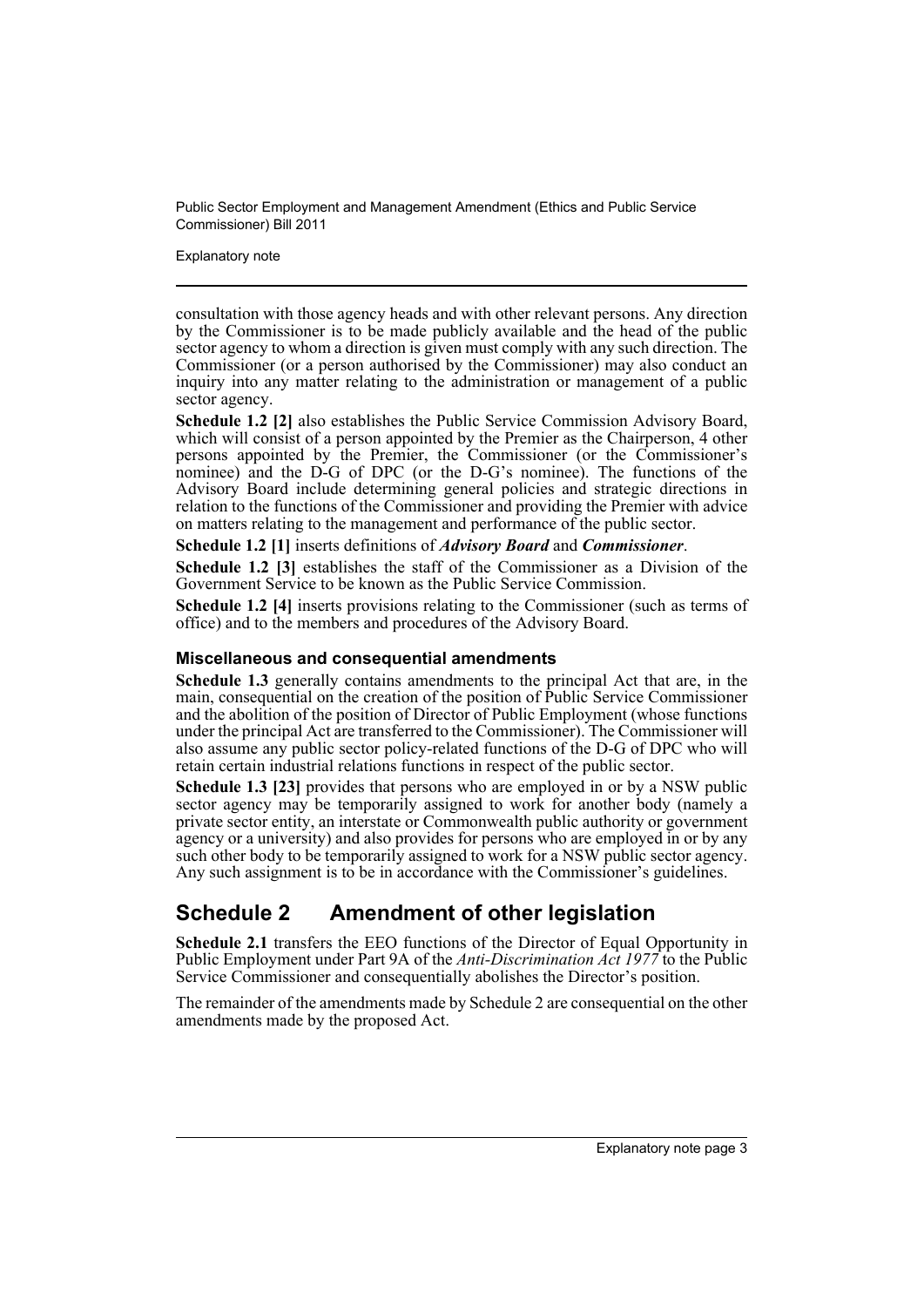consultation with those agency heads and with other relevant persons. Any direction by the Commissioner is to be made publicly available and the head of the public sector agency to whom a direction is given must comply with any such direction. The Commissioner (or a person authorised by the Commissioner) may also conduct an inquiry into any matter relating to the administration or management of a public sector agency.

**Schedule 1.2 [2]** also establishes the Public Service Commission Advisory Board, which will consist of a person appointed by the Premier as the Chairperson, 4 other persons appointed by the Premier, the Commissioner (or the Commissioner's nominee) and the D-G of DPC (or the D-G's nominee). The functions of the Advisory Board include determining general policies and strategic directions in relation to the functions of the Commissioner and providing the Premier with advice on matters relating to the management and performance of the public sector.

**Schedule 1.2 [1]** inserts definitions of ***Advisory Board*** and ***Commissioner***.

**Schedule 1.2 [3]** establishes the staff of the Commissioner as a Division of the Government Service to be known as the Public Service Commission.

**Schedule 1.2 [4]** inserts provisions relating to the Commissioner (such as terms of office) and to the members and procedures of the Advisory Board.

### Miscellaneous and consequential amendments

**Schedule 1.3** generally contains amendments to the principal Act that are, in the main, consequential on the creation of the position of Public Service Commissioner and the abolition of the position of Director of Public Employment (whose functions under the principal Act are transferred to the Commissioner). The Commissioner will also assume any public sector policy-related functions of the D-G of DPC who will retain certain industrial relations functions in respect of the public sector.

**Schedule 1.3 [23]** provides that persons who are employed in or by a NSW public sector agency may be temporarily assigned to work for another body (namely a private sector entity, an interstate or Commonwealth public authority or government agency or a university) and also provides for persons who are employed in or by any such other body to be temporarily assigned to work for a NSW public sector agency. Any such assignment is to be in accordance with the Commissioner's guidelines.

## Schedule 2 Amendment of other legislation

**Schedule 2.1** transfers the EEO functions of the Director of Equal Opportunity in Public Employment under Part 9A of the *Anti-Discrimination Act 1977* to the Public Service Commissioner and consequentially abolishes the Director's position.

The remainder of the amendments made by Schedule 2 are consequential on the other amendments made by the proposed Act.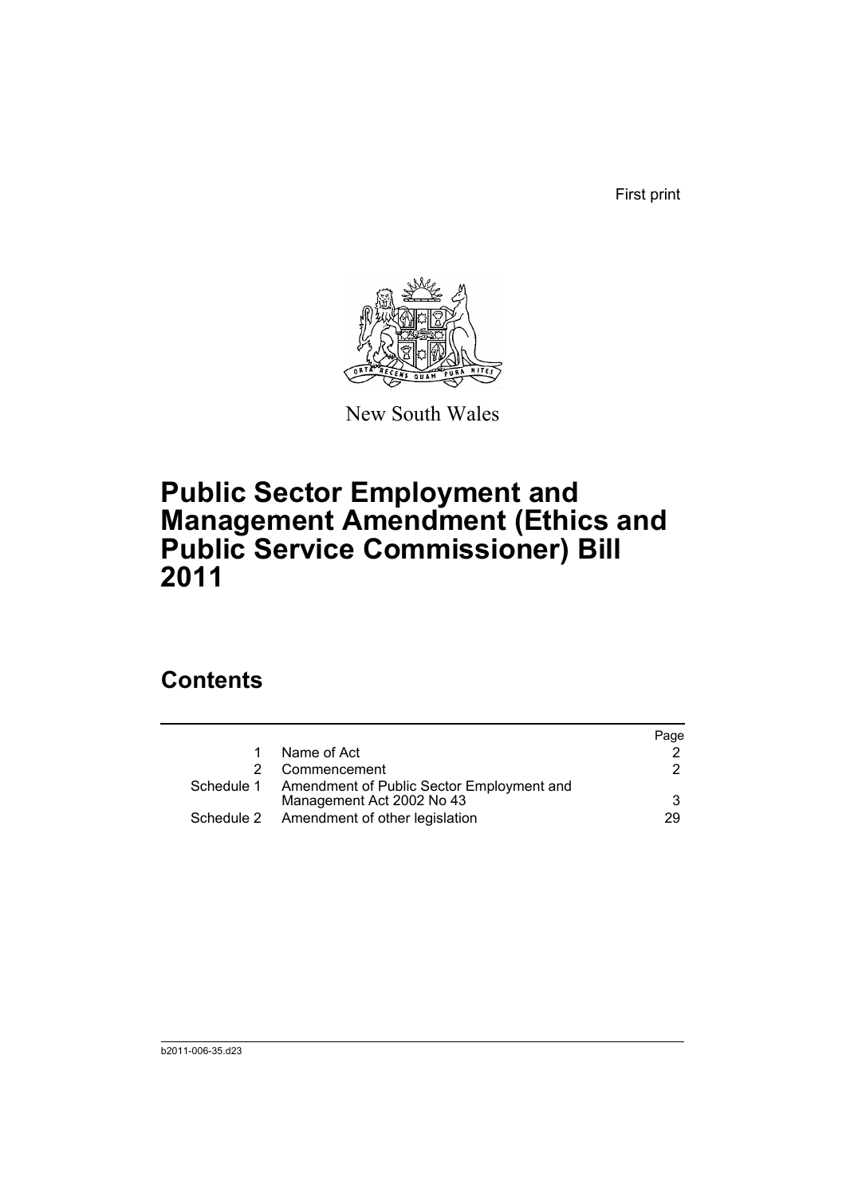First print

New South Wales

# Public Sector Employment and Management Amendment (Ethics and Public Service Commissioner) Bill 2011

## Contents

| | | Page |
|---|---|---|
| 1 | Name of Act | 2 |
| 2 | Commencement | 2 |
| Schedule 1 | Amendment of Public Sector Employment and Management Act 2002 No 43 | 3 |
| Schedule 2 | Amendment of other legislation | 29 |

b2011-006-35.d23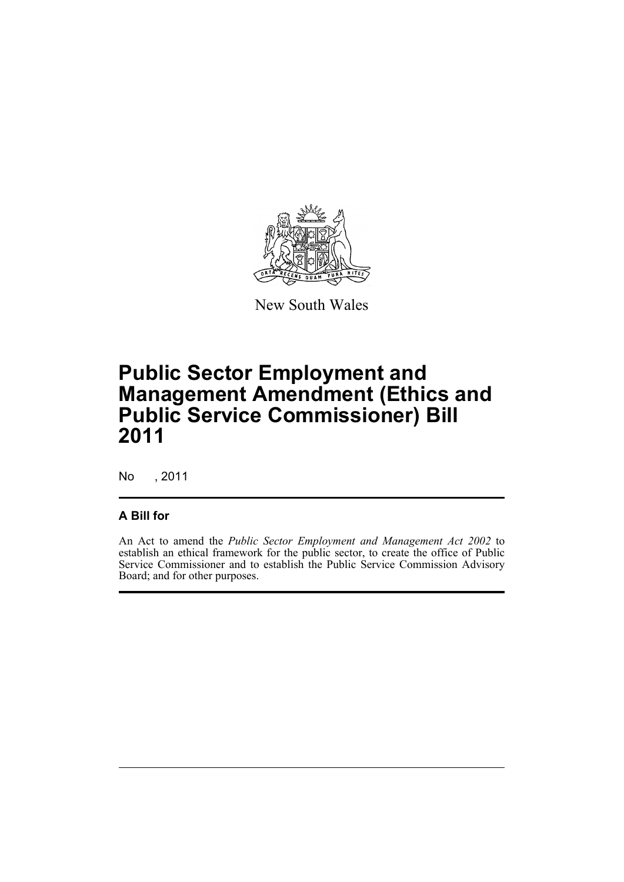New South Wales

# Public Sector Employment and Management Amendment (Ethics and Public Service Commissioner) Bill 2011

No , 2011

## A Bill for

An Act to amend the *Public Sector Employment and Management Act 2002* to establish an ethical framework for the public sector, to create the office of Public Service Commissioner and to establish the Public Service Commission Advisory Board; and for other purposes.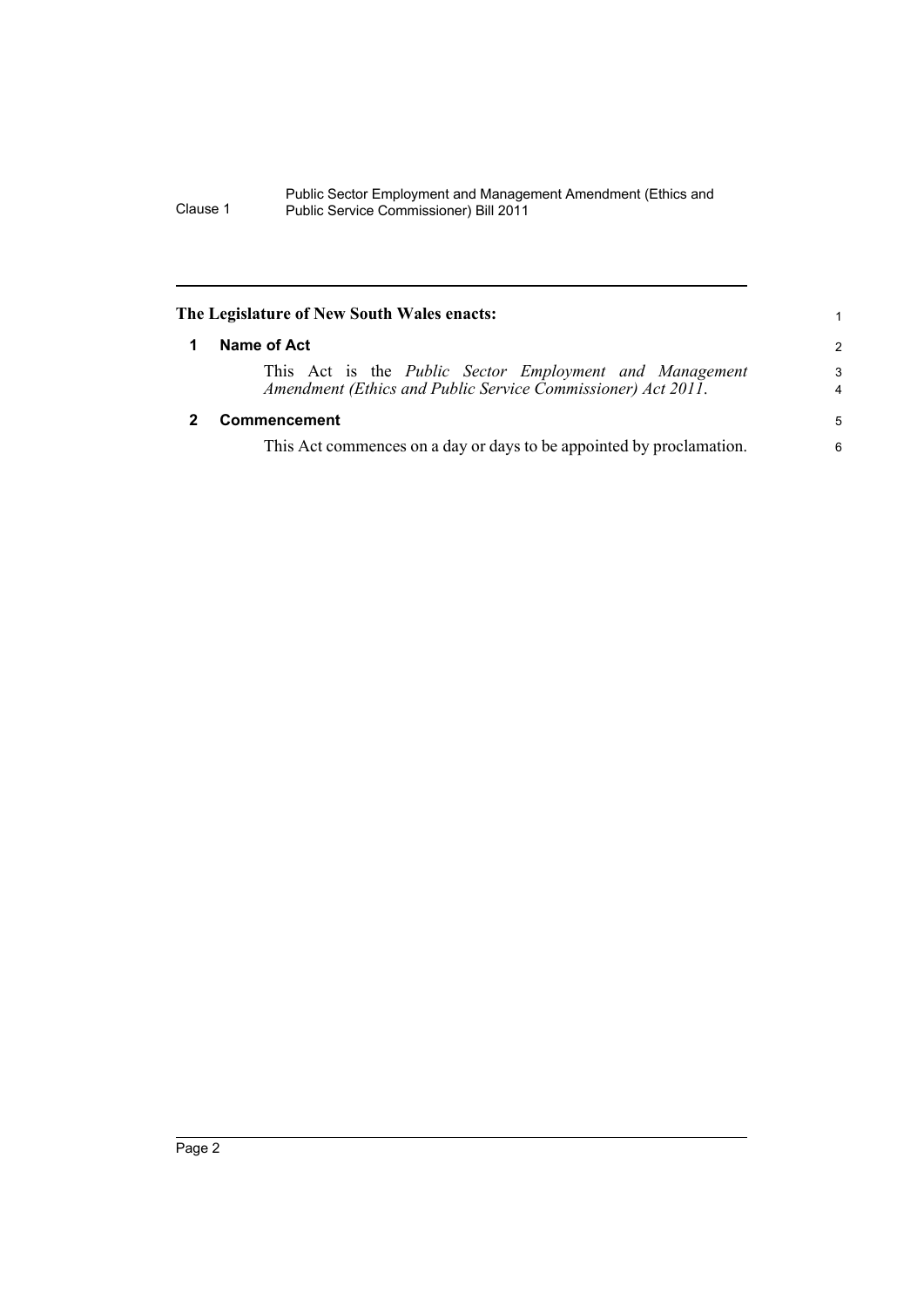**The Legislature of New South Wales enacts:**

## 1 Name of Act

This Act is the *Public Sector Employment and Management Amendment (Ethics and Public Service Commissioner) Act 2011*.

## 2 Commencement

This Act commences on a day or days to be appointed by proclamation.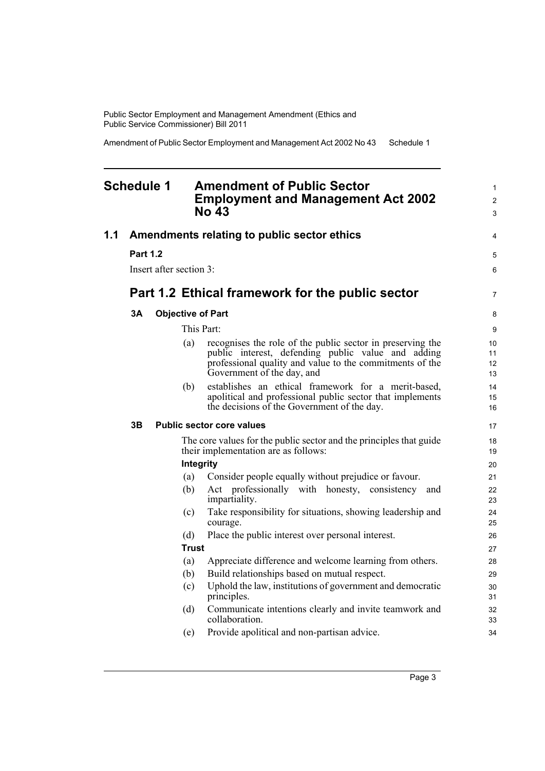# Schedule 1 Amendment of Public Sector Employment and Management Act 2002 No 43

## 1.1 Amendments relating to public sector ethics

**Part 1.2**

Insert after section 3:

## Part 1.2 Ethical framework for the public sector

### 3A Objective of Part

This Part:

(a) recognises the role of the public sector in preserving the public interest, defending public value and adding professional quality and value to the commitments of the Government of the day, and

(b) establishes an ethical framework for a merit-based, apolitical and professional public sector that implements the decisions of the Government of the day.

### 3B Public sector core values

The core values for the public sector and the principles that guide their implementation are as follows:

**Integrity**

(a) Consider people equally without prejudice or favour.

(b) Act professionally with honesty, consistency and impartiality.

(c) Take responsibility for situations, showing leadership and courage.

(d) Place the public interest over personal interest.

**Trust**

(a) Appreciate difference and welcome learning from others.

(b) Build relationships based on mutual respect.

(c) Uphold the law, institutions of government and democratic principles.

(d) Communicate intentions clearly and invite teamwork and collaboration.

(e) Provide apolitical and non-partisan advice.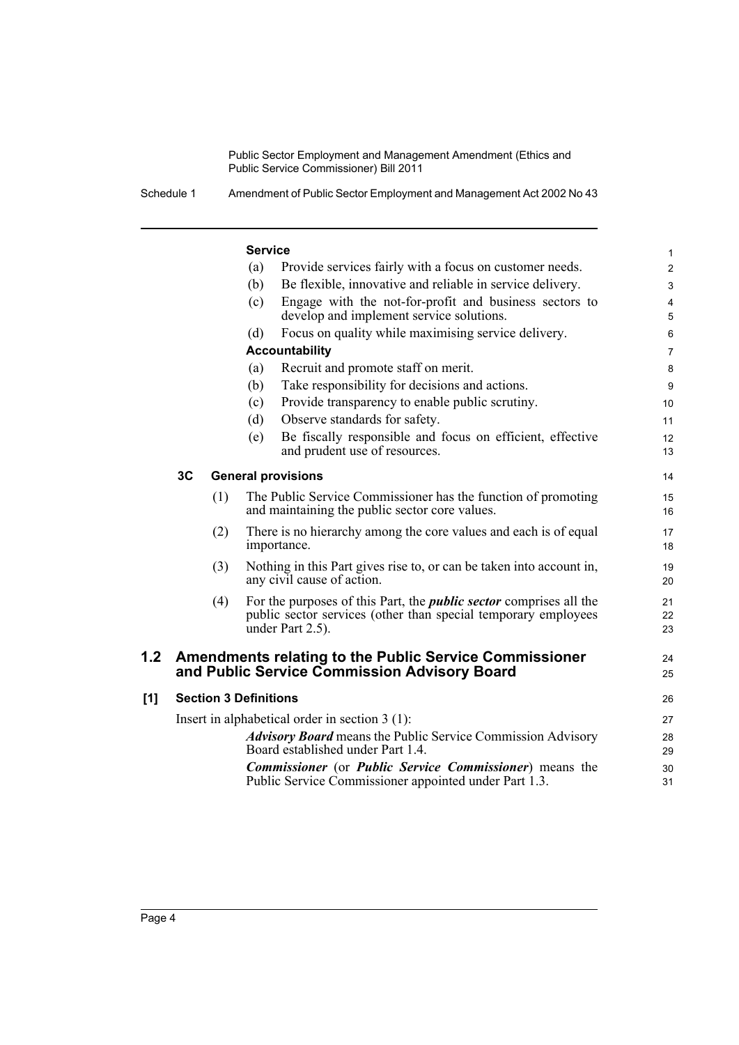**Service**

(a) Provide services fairly with a focus on customer needs.

(b) Be flexible, innovative and reliable in service delivery.

(c) Engage with the not-for-profit and business sectors to develop and implement service solutions.

(d) Focus on quality while maximising service delivery.

**Accountability**

(a) Recruit and promote staff on merit.

(b) Take responsibility for decisions and actions.

(c) Provide transparency to enable public scrutiny.

(d) Observe standards for safety.

(e) Be fiscally responsible and focus on efficient, effective and prudent use of resources.

**3C General provisions**

(1) The Public Service Commissioner has the function of promoting and maintaining the public sector core values.

(2) There is no hierarchy among the core values and each is of equal importance.

(3) Nothing in this Part gives rise to, or can be taken into account in, any civil cause of action.

(4) For the purposes of this Part, the ***public sector*** comprises all the public sector services (other than special temporary employees under Part 2.5).

## 1.2 Amendments relating to the Public Service Commissioner and Public Service Commission Advisory Board

**[1] Section 3 Definitions**

Insert in alphabetical order in section 3 (1):

***Advisory Board*** means the Public Service Commission Advisory Board established under Part 1.4.

***Commissioner*** (or ***Public Service Commissioner***) means the Public Service Commissioner appointed under Part 1.3.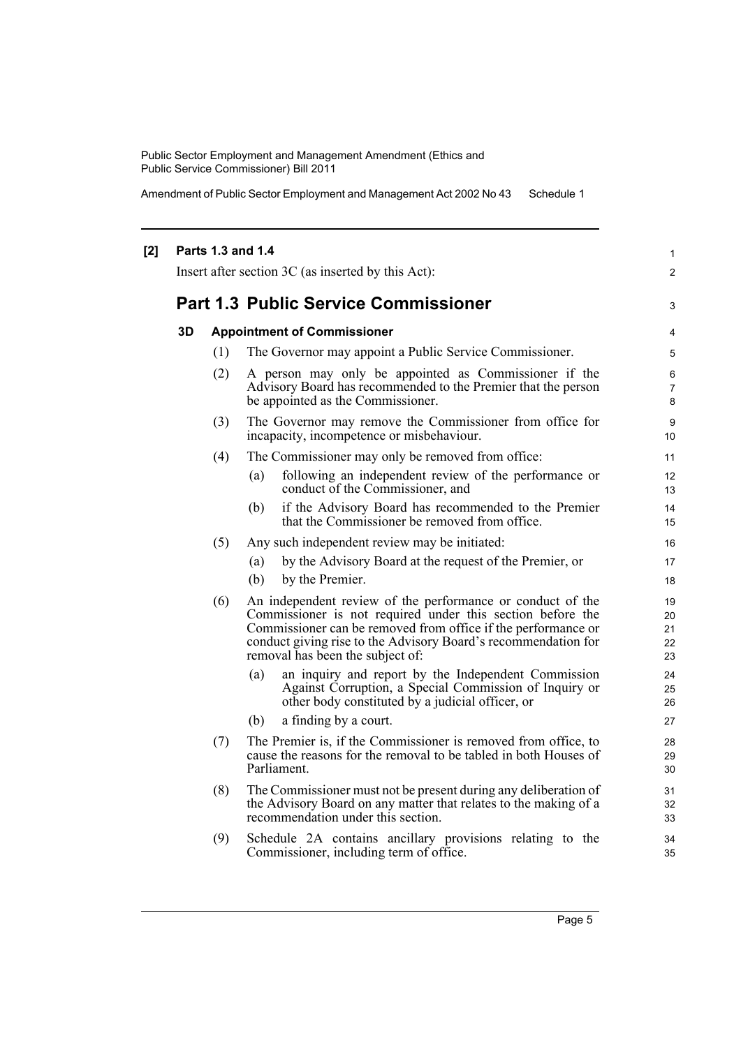**[2] Parts 1.3 and 1.4**

Insert after section 3C (as inserted by this Act):

## Part 1.3 Public Service Commissioner

### 3D Appointment of Commissioner

(1) The Governor may appoint a Public Service Commissioner.

(2) A person may only be appointed as Commissioner if the Advisory Board has recommended to the Premier that the person be appointed as the Commissioner.

(3) The Governor may remove the Commissioner from office for incapacity, incompetence or misbehaviour.

(4) The Commissioner may only be removed from office:

- (a) following an independent review of the performance or conduct of the Commissioner, and
- (b) if the Advisory Board has recommended to the Premier that the Commissioner be removed from office.

(5) Any such independent review may be initiated:

- (a) by the Advisory Board at the request of the Premier, or
- (b) by the Premier.

(6) An independent review of the performance or conduct of the Commissioner is not required under this section before the Commissioner can be removed from office if the performance or conduct giving rise to the Advisory Board's recommendation for removal has been the subject of:

- (a) an inquiry and report by the Independent Commission Against Corruption, a Special Commission of Inquiry or other body constituted by a judicial officer, or
- (b) a finding by a court.

(7) The Premier is, if the Commissioner is removed from office, to cause the reasons for the removal to be tabled in both Houses of Parliament.

(8) The Commissioner must not be present during any deliberation of the Advisory Board on any matter that relates to the making of a recommendation under this section.

(9) Schedule 2A contains ancillary provisions relating to the Commissioner, including term of office.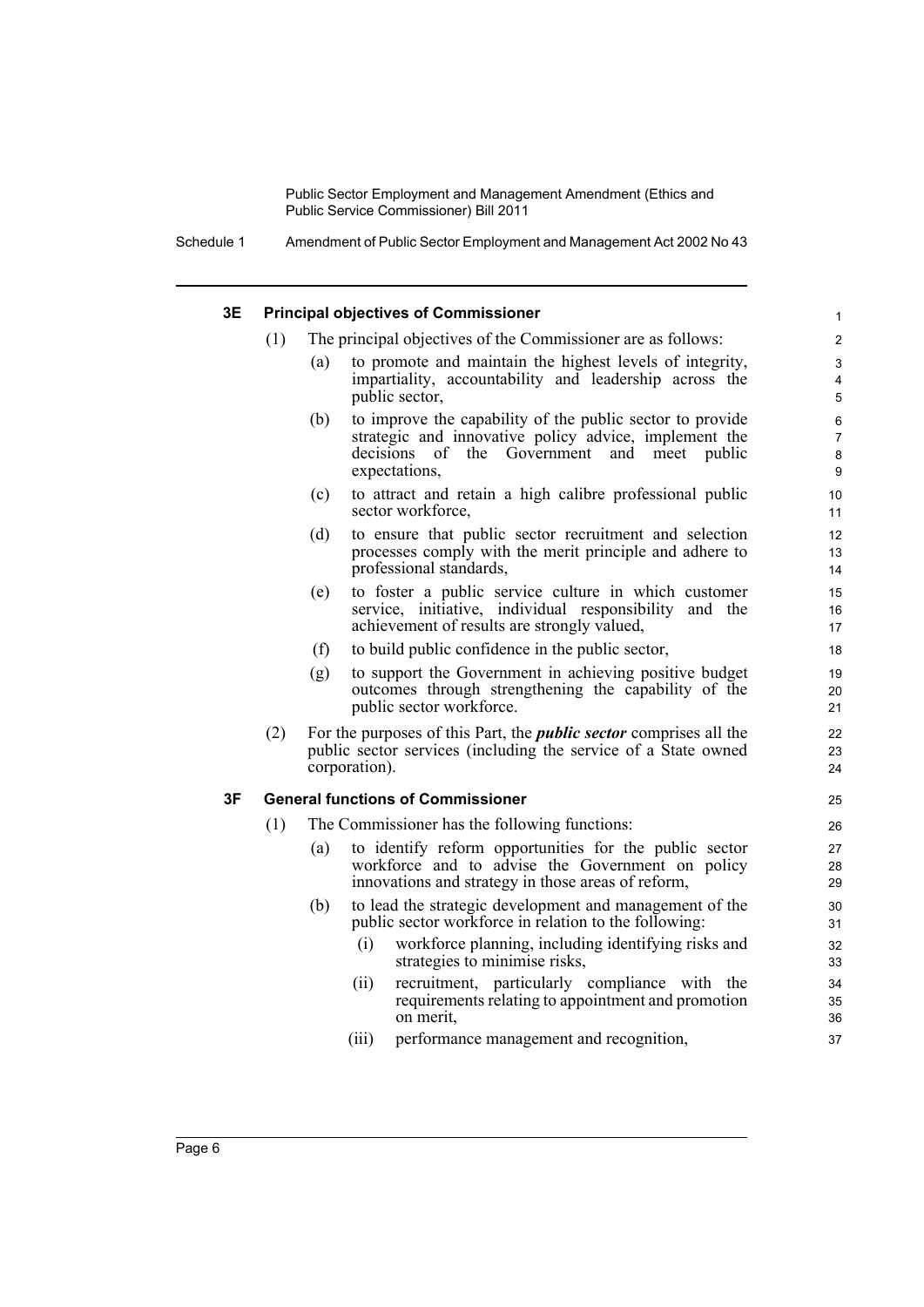### 3E Principal objectives of Commissioner

(1) The principal objectives of the Commissioner are as follows:

(a) to promote and maintain the highest levels of integrity, impartiality, accountability and leadership across the public sector,

(b) to improve the capability of the public sector to provide strategic and innovative policy advice, implement the decisions of the Government and meet public expectations,

(c) to attract and retain a high calibre professional public sector workforce,

(d) to ensure that public sector recruitment and selection processes comply with the merit principle and adhere to professional standards,

(e) to foster a public service culture in which customer service, initiative, individual responsibility and the achievement of results are strongly valued,

(f) to build public confidence in the public sector,

(g) to support the Government in achieving positive budget outcomes through strengthening the capability of the public sector workforce.

(2) For the purposes of this Part, the ***public sector*** comprises all the public sector services (including the service of a State owned corporation).

### 3F General functions of Commissioner

(1) The Commissioner has the following functions:

(a) to identify reform opportunities for the public sector workforce and to advise the Government on policy innovations and strategy in those areas of reform,

(b) to lead the strategic development and management of the public sector workforce in relation to the following:

(i) workforce planning, including identifying risks and strategies to minimise risks,

(ii) recruitment, particularly compliance with the requirements relating to appointment and promotion on merit,

(iii) performance management and recognition,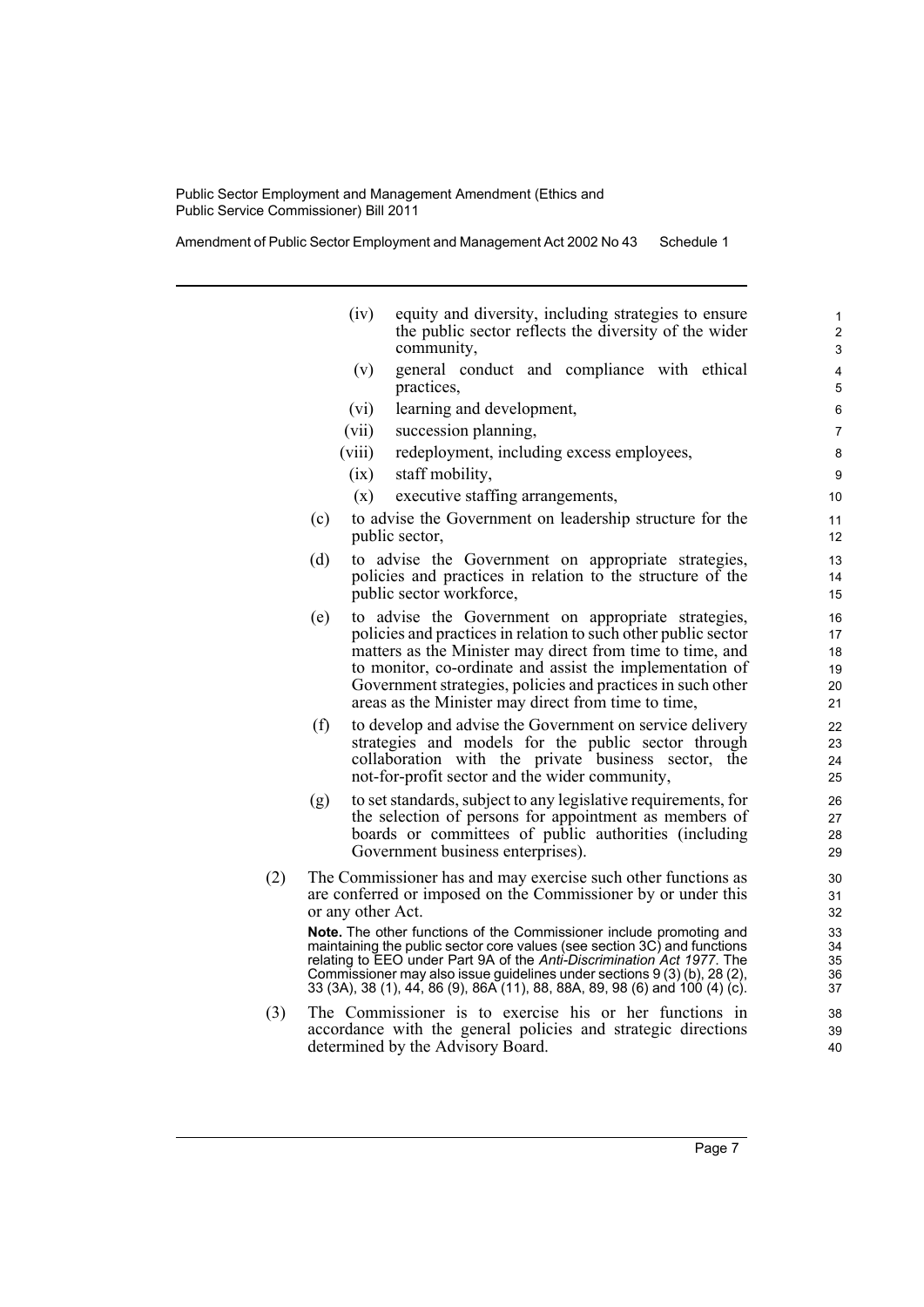(iv) equity and diversity, including strategies to ensure the public sector reflects the diversity of the wider community,

(v) general conduct and compliance with ethical practices,

(vi) learning and development,

(vii) succession planning,

(viii) redeployment, including excess employees,

(ix) staff mobility,

(x) executive staffing arrangements,

(c) to advise the Government on leadership structure for the public sector,

(d) to advise the Government on appropriate strategies, policies and practices in relation to the structure of the public sector workforce,

(e) to advise the Government on appropriate strategies, policies and practices in relation to such other public sector matters as the Minister may direct from time to time, and to monitor, co-ordinate and assist the implementation of Government strategies, policies and practices in such other areas as the Minister may direct from time to time,

(f) to develop and advise the Government on service delivery strategies and models for the public sector through collaboration with the private business sector, the not-for-profit sector and the wider community,

(g) to set standards, subject to any legislative requirements, for the selection of persons for appointment as members of boards or committees of public authorities (including Government business enterprises).

(2) The Commissioner has and may exercise such other functions as are conferred or imposed on the Commissioner by or under this or any other Act.

**Note.** The other functions of the Commissioner include promoting and maintaining the public sector core values (see section 3C) and functions relating to EEO under Part 9A of the *Anti-Discrimination Act 1977*. The Commissioner may also issue guidelines under sections 9 (3) (b), 28 (2), 33 (3A), 38 (1), 44, 86 (9), 86A (11), 88, 88A, 89, 98 (6) and 100 (4) (c).

(3) The Commissioner is to exercise his or her functions in accordance with the general policies and strategic directions determined by the Advisory Board.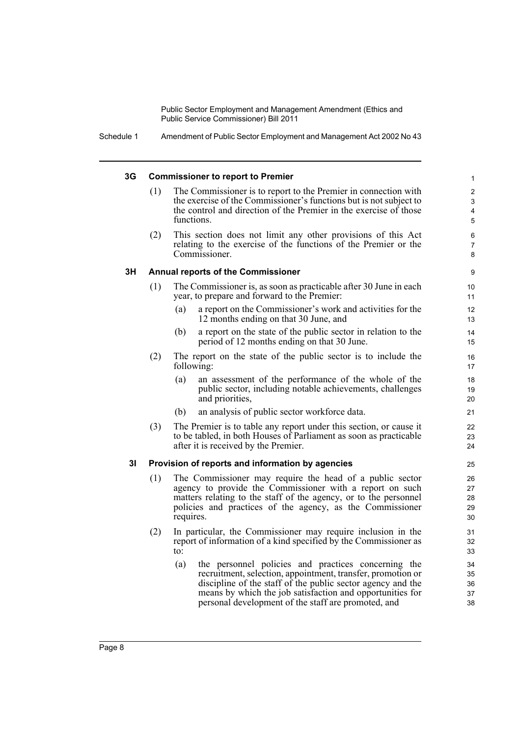### 3G Commissioner to report to Premier

(1) The Commissioner is to report to the Premier in connection with the exercise of the Commissioner's functions but is not subject to the control and direction of the Premier in the exercise of those functions.

(2) This section does not limit any other provisions of this Act relating to the exercise of the functions of the Premier or the Commissioner.

### 3H Annual reports of the Commissioner

(1) The Commissioner is, as soon as practicable after 30 June in each year, to prepare and forward to the Premier:

- (a) a report on the Commissioner's work and activities for the 12 months ending on that 30 June, and
- (b) a report on the state of the public sector in relation to the period of 12 months ending on that 30 June.

(2) The report on the state of the public sector is to include the following:

- (a) an assessment of the performance of the whole of the public sector, including notable achievements, challenges and priorities,
- (b) an analysis of public sector workforce data.

(3) The Premier is to table any report under this section, or cause it to be tabled, in both Houses of Parliament as soon as practicable after it is received by the Premier.

### 3I Provision of reports and information by agencies

(1) The Commissioner may require the head of a public sector agency to provide the Commissioner with a report on such matters relating to the staff of the agency, or to the personnel policies and practices of the agency, as the Commissioner requires.

(2) In particular, the Commissioner may require inclusion in the report of information of a kind specified by the Commissioner as to:

- (a) the personnel policies and practices concerning the recruitment, selection, appointment, transfer, promotion or discipline of the staff of the public sector agency and the means by which the job satisfaction and opportunities for personal development of the staff are promoted, and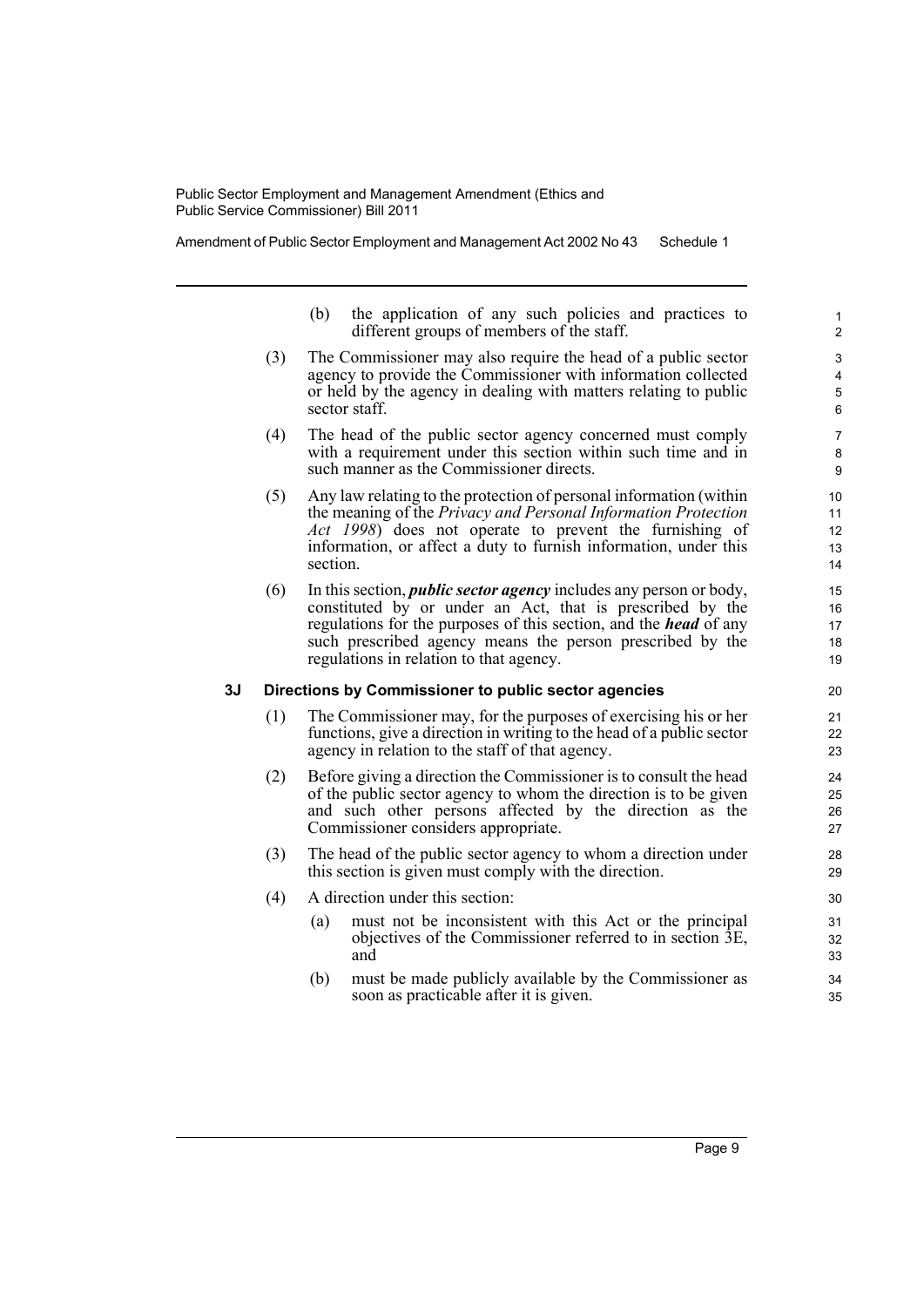(b) the application of any such policies and practices to different groups of members of the staff.

(3) The Commissioner may also require the head of a public sector agency to provide the Commissioner with information collected or held by the agency in dealing with matters relating to public sector staff.

(4) The head of the public sector agency concerned must comply with a requirement under this section within such time and in such manner as the Commissioner directs.

(5) Any law relating to the protection of personal information (within the meaning of the *Privacy and Personal Information Protection Act 1998*) does not operate to prevent the furnishing of information, or affect a duty to furnish information, under this section.

(6) In this section, ***public sector agency*** includes any person or body, constituted by or under an Act, that is prescribed by the regulations for the purposes of this section, and the ***head*** of any such prescribed agency means the person prescribed by the regulations in relation to that agency.

### 3J Directions by Commissioner to public sector agencies

(1) The Commissioner may, for the purposes of exercising his or her functions, give a direction in writing to the head of a public sector agency in relation to the staff of that agency.

(2) Before giving a direction the Commissioner is to consult the head of the public sector agency to whom the direction is to be given and such other persons affected by the direction as the Commissioner considers appropriate.

(3) The head of the public sector agency to whom a direction under this section is given must comply with the direction.

(4) A direction under this section:

(a) must not be inconsistent with this Act or the principal objectives of the Commissioner referred to in section 3E, and

(b) must be made publicly available by the Commissioner as soon as practicable after it is given.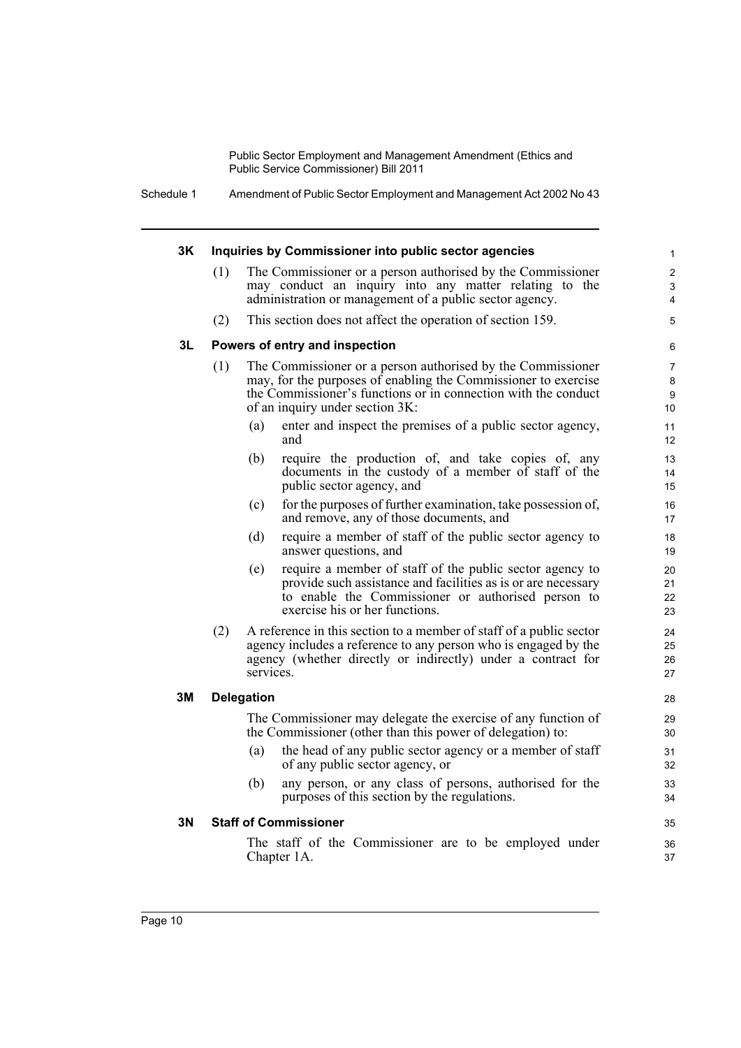#### 3K Inquiries by Commissioner into public sector agencies

(1) The Commissioner or a person authorised by the Commissioner may conduct an inquiry into any matter relating to the administration or management of a public sector agency.

(2) This section does not affect the operation of section 159.

#### 3L Powers of entry and inspection

(1) The Commissioner or a person authorised by the Commissioner may, for the purposes of enabling the Commissioner to exercise the Commissioner's functions or in connection with the conduct of an inquiry under section 3K:

(a) enter and inspect the premises of a public sector agency, and

(b) require the production of, and take copies of, any documents in the custody of a member of staff of the public sector agency, and

(c) for the purposes of further examination, take possession of, and remove, any of those documents, and

(d) require a member of staff of the public sector agency to answer questions, and

(e) require a member of staff of the public sector agency to provide such assistance and facilities as is or are necessary to enable the Commissioner or authorised person to exercise his or her functions.

(2) A reference in this section to a member of staff of a public sector agency includes a reference to any person who is engaged by the agency (whether directly or indirectly) under a contract for services.

#### 3M Delegation

The Commissioner may delegate the exercise of any function of the Commissioner (other than this power of delegation) to:

(a) the head of any public sector agency or a member of staff of any public sector agency, or

(b) any person, or any class of persons, authorised for the purposes of this section by the regulations.

#### 3N Staff of Commissioner

The staff of the Commissioner are to be employed under Chapter 1A.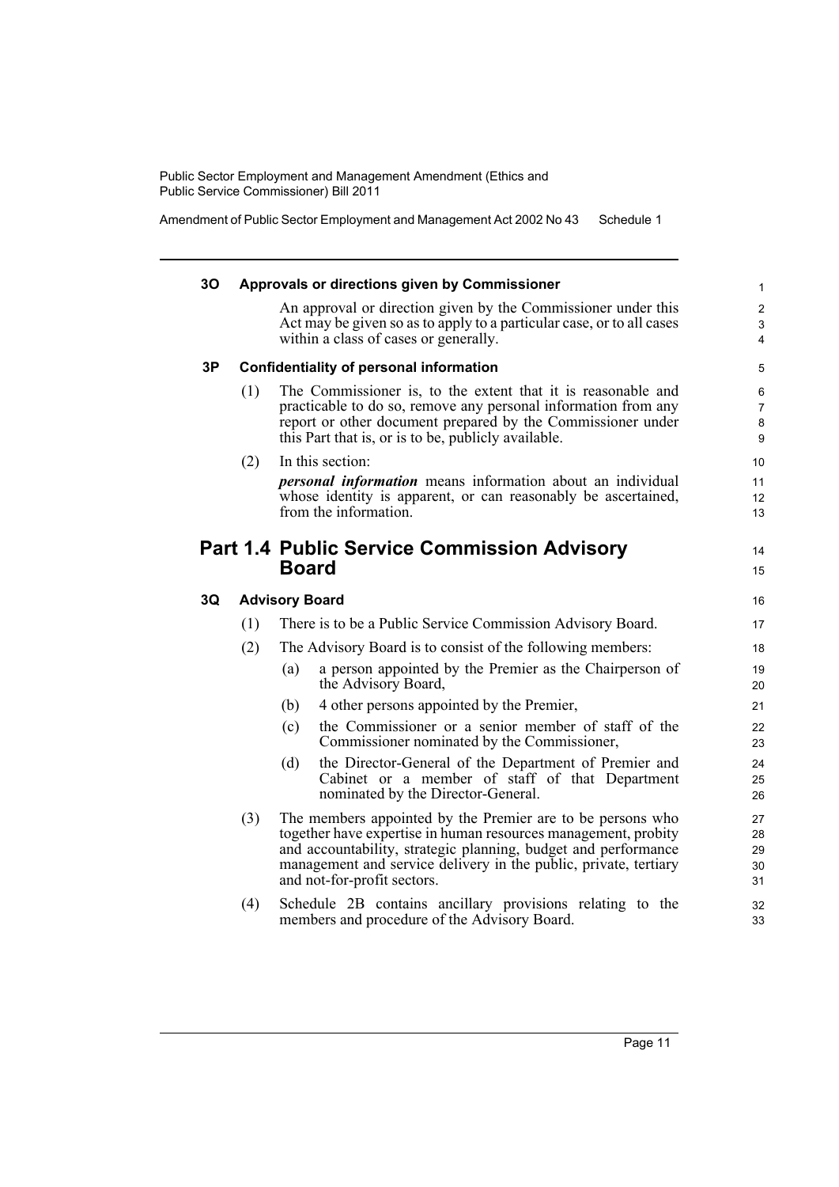### 3O Approvals or directions given by Commissioner

An approval or direction given by the Commissioner under this Act may be given so as to apply to a particular case, or to all cases within a class of cases or generally.

### 3P Confidentiality of personal information

(1) The Commissioner is, to the extent that it is reasonable and practicable to do so, remove any personal information from any report or other document prepared by the Commissioner under this Part that is, or is to be, publicly available.

(2) In this section:

***personal information*** means information about an individual whose identity is apparent, or can reasonably be ascertained, from the information.

## Part 1.4 Public Service Commission Advisory Board

### 3Q Advisory Board

(1) There is to be a Public Service Commission Advisory Board.

(2) The Advisory Board is to consist of the following members:

- (a) a person appointed by the Premier as the Chairperson of the Advisory Board,
- (b) 4 other persons appointed by the Premier,
- (c) the Commissioner or a senior member of staff of the Commissioner nominated by the Commissioner,
- (d) the Director-General of the Department of Premier and Cabinet or a member of staff of that Department nominated by the Director-General.

(3) The members appointed by the Premier are to be persons who together have expertise in human resources management, probity and accountability, strategic planning, budget and performance management and service delivery in the public, private, tertiary and not-for-profit sectors.

(4) Schedule 2B contains ancillary provisions relating to the members and procedure of the Advisory Board.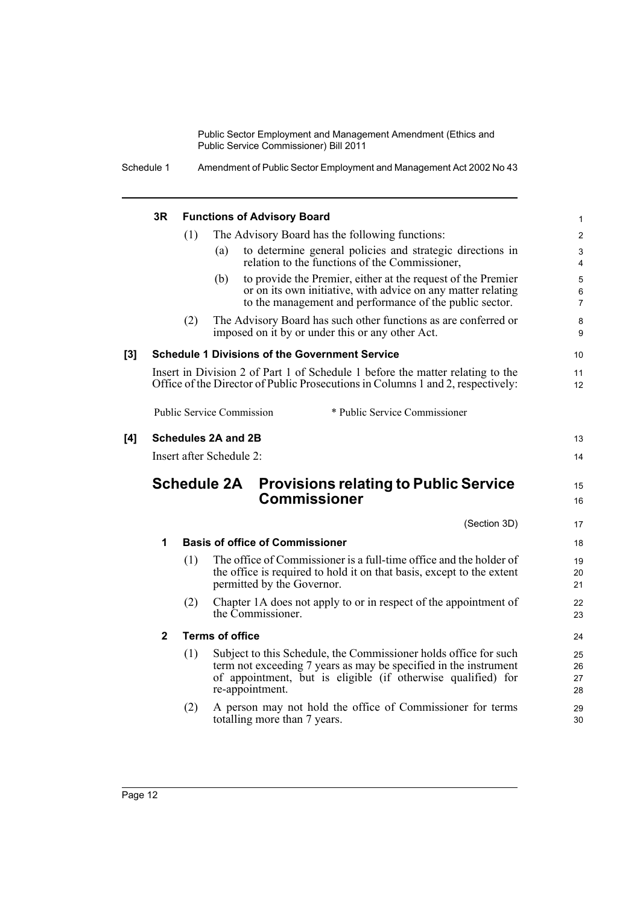**3R Functions of Advisory Board**

(1) The Advisory Board has the following functions:

(a) to determine general policies and strategic directions in relation to the functions of the Commissioner,

(b) to provide the Premier, either at the request of the Premier or on its own initiative, with advice on any matter relating to the management and performance of the public sector.

(2) The Advisory Board has such other functions as are conferred or imposed on it by or under this or any other Act.

**[3] Schedule 1 Divisions of the Government Service**

Insert in Division 2 of Part 1 of Schedule 1 before the matter relating to the Office of the Director of Public Prosecutions in Columns 1 and 2, respectively:

| | |
|---|---|
| Public Service Commission | * Public Service Commissioner |

**[4] Schedules 2A and 2B**

Insert after Schedule 2:

## Schedule 2A Provisions relating to Public Service Commissioner

(Section 3D)

**1 Basis of office of Commissioner**

(1) The office of Commissioner is a full-time office and the holder of the office is required to hold it on that basis, except to the extent permitted by the Governor.

(2) Chapter 1A does not apply to or in respect of the appointment of the Commissioner.

**2 Terms of office**

(1) Subject to this Schedule, the Commissioner holds office for such term not exceeding 7 years as may be specified in the instrument of appointment, but is eligible (if otherwise qualified) for re-appointment.

(2) A person may not hold the office of Commissioner for terms totalling more than 7 years.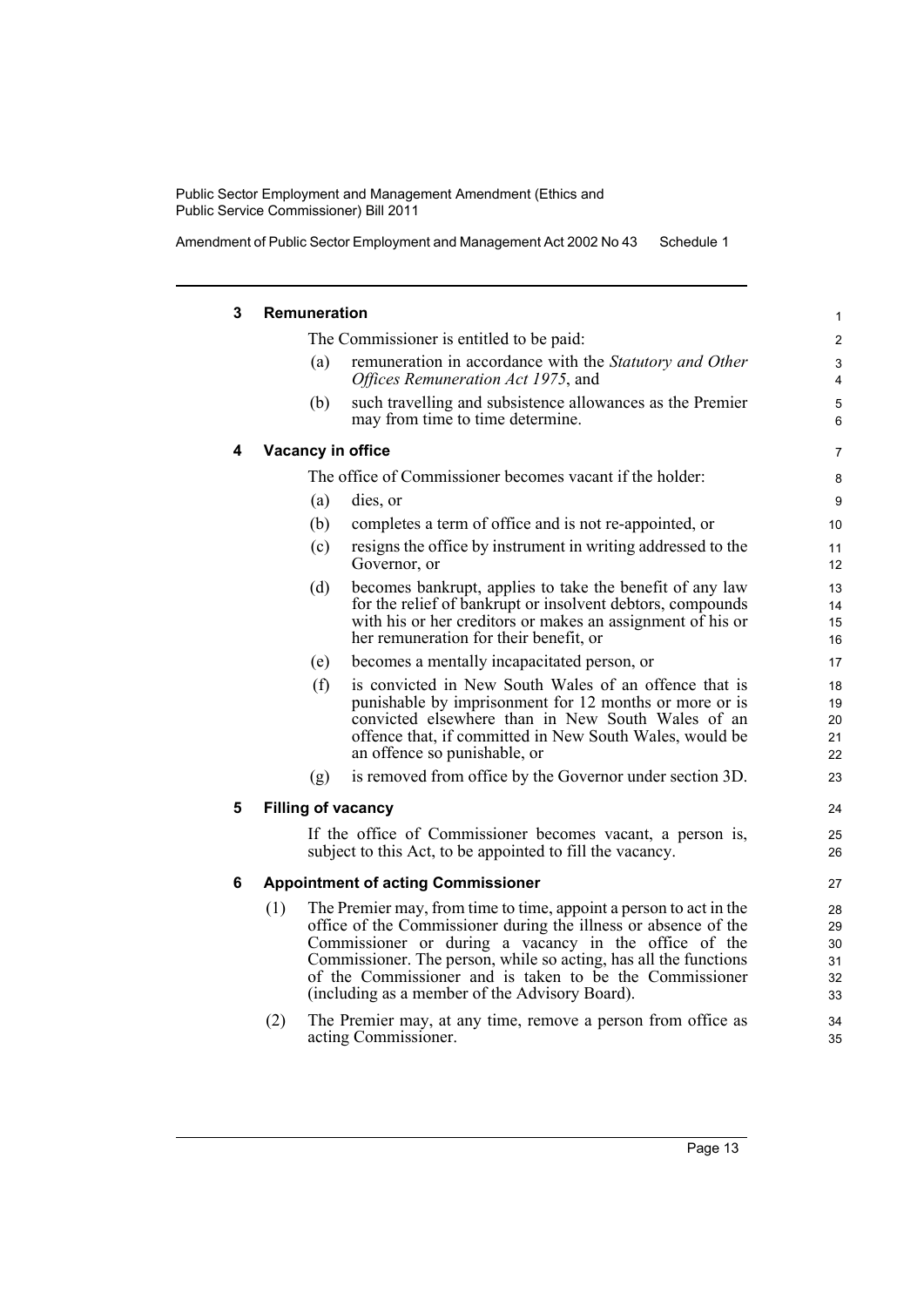### 3 Remuneration

The Commissioner is entitled to be paid:

(a) remuneration in accordance with the *Statutory and Other Offices Remuneration Act 1975*, and

(b) such travelling and subsistence allowances as the Premier may from time to time determine.

### 4 Vacancy in office

The office of Commissioner becomes vacant if the holder:

(a) dies, or

(b) completes a term of office and is not re-appointed, or

(c) resigns the office by instrument in writing addressed to the Governor, or

(d) becomes bankrupt, applies to take the benefit of any law for the relief of bankrupt or insolvent debtors, compounds with his or her creditors or makes an assignment of his or her remuneration for their benefit, or

(e) becomes a mentally incapacitated person, or

(f) is convicted in New South Wales of an offence that is punishable by imprisonment for 12 months or more or is convicted elsewhere than in New South Wales of an offence that, if committed in New South Wales, would be an offence so punishable, or

(g) is removed from office by the Governor under section 3D.

### 5 Filling of vacancy

If the office of Commissioner becomes vacant, a person is, subject to this Act, to be appointed to fill the vacancy.

### 6 Appointment of acting Commissioner

(1) The Premier may, from time to time, appoint a person to act in the office of the Commissioner during the illness or absence of the Commissioner or during a vacancy in the office of the Commissioner. The person, while so acting, has all the functions of the Commissioner and is taken to be the Commissioner (including as a member of the Advisory Board).

(2) The Premier may, at any time, remove a person from office as acting Commissioner.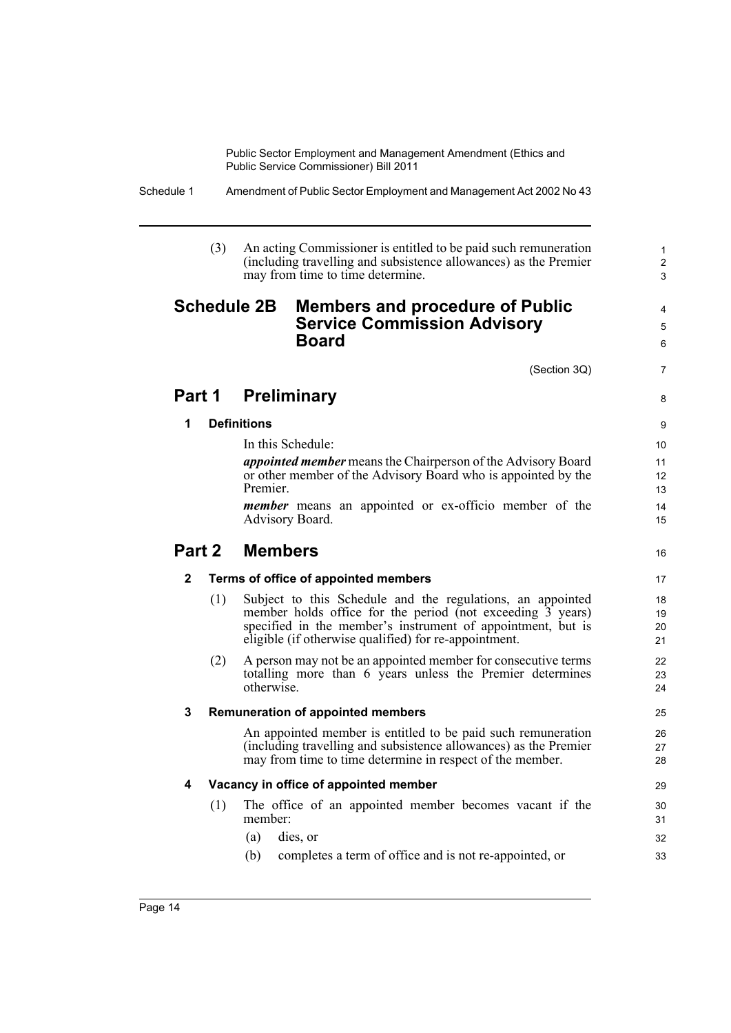(3) An acting Commissioner is entitled to be paid such remuneration (including travelling and subsistence allowances) as the Premier may from time to time determine.

# Schedule 2B Members and procedure of Public Service Commission Advisory Board

(Section 3Q)

## Part 1 Preliminary

### 1 Definitions

In this Schedule:

***appointed member*** means the Chairperson of the Advisory Board or other member of the Advisory Board who is appointed by the Premier.

***member*** means an appointed or ex-officio member of the Advisory Board.

## Part 2 Members

### 2 Terms of office of appointed members

(1) Subject to this Schedule and the regulations, an appointed member holds office for the period (not exceeding 3 years) specified in the member's instrument of appointment, but is eligible (if otherwise qualified) for re-appointment.

(2) A person may not be an appointed member for consecutive terms totalling more than 6 years unless the Premier determines otherwise.

### 3 Remuneration of appointed members

An appointed member is entitled to be paid such remuneration (including travelling and subsistence allowances) as the Premier may from time to time determine in respect of the member.

### 4 Vacancy in office of appointed member

(1) The office of an appointed member becomes vacant if the member:

(a) dies, or

(b) completes a term of office and is not re-appointed, or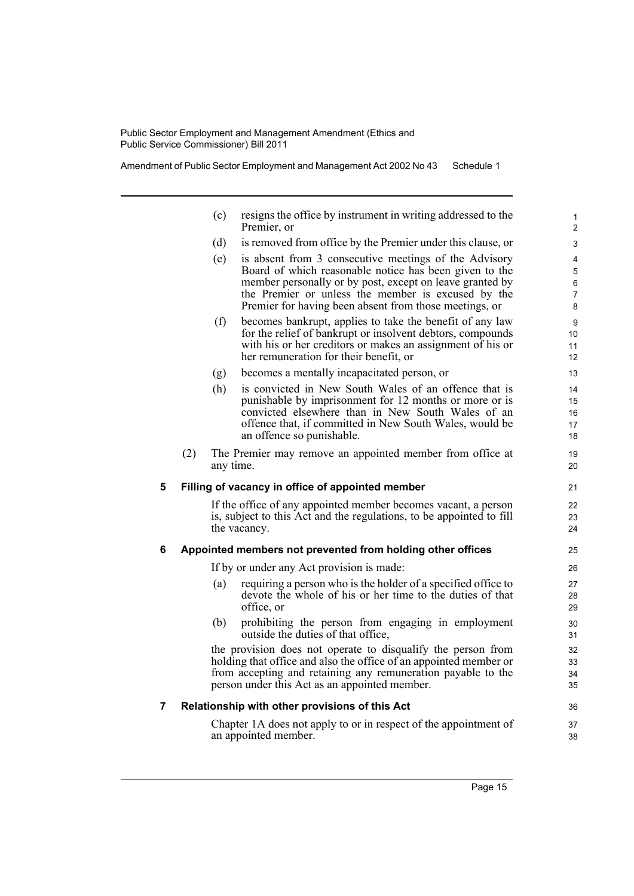(c) resigns the office by instrument in writing addressed to the Premier, or

(d) is removed from office by the Premier under this clause, or

(e) is absent from 3 consecutive meetings of the Advisory Board of which reasonable notice has been given to the member personally or by post, except on leave granted by the Premier or unless the member is excused by the Premier for having been absent from those meetings, or

(f) becomes bankrupt, applies to take the benefit of any law for the relief of bankrupt or insolvent debtors, compounds with his or her creditors or makes an assignment of his or her remuneration for their benefit, or

(g) becomes a mentally incapacitated person, or

(h) is convicted in New South Wales of an offence that is punishable by imprisonment for 12 months or more or is convicted elsewhere than in New South Wales of an offence that, if committed in New South Wales, would be an offence so punishable.

(2) The Premier may remove an appointed member from office at any time.

### 5 Filling of vacancy in office of appointed member

If the office of any appointed member becomes vacant, a person is, subject to this Act and the regulations, to be appointed to fill the vacancy.

### 6 Appointed members not prevented from holding other offices

If by or under any Act provision is made:

(a) requiring a person who is the holder of a specified office to devote the whole of his or her time to the duties of that office, or

(b) prohibiting the person from engaging in employment outside the duties of that office,

the provision does not operate to disqualify the person from holding that office and also the office of an appointed member or from accepting and retaining any remuneration payable to the person under this Act as an appointed member.

### 7 Relationship with other provisions of this Act

Chapter 1A does not apply to or in respect of the appointment of an appointed member.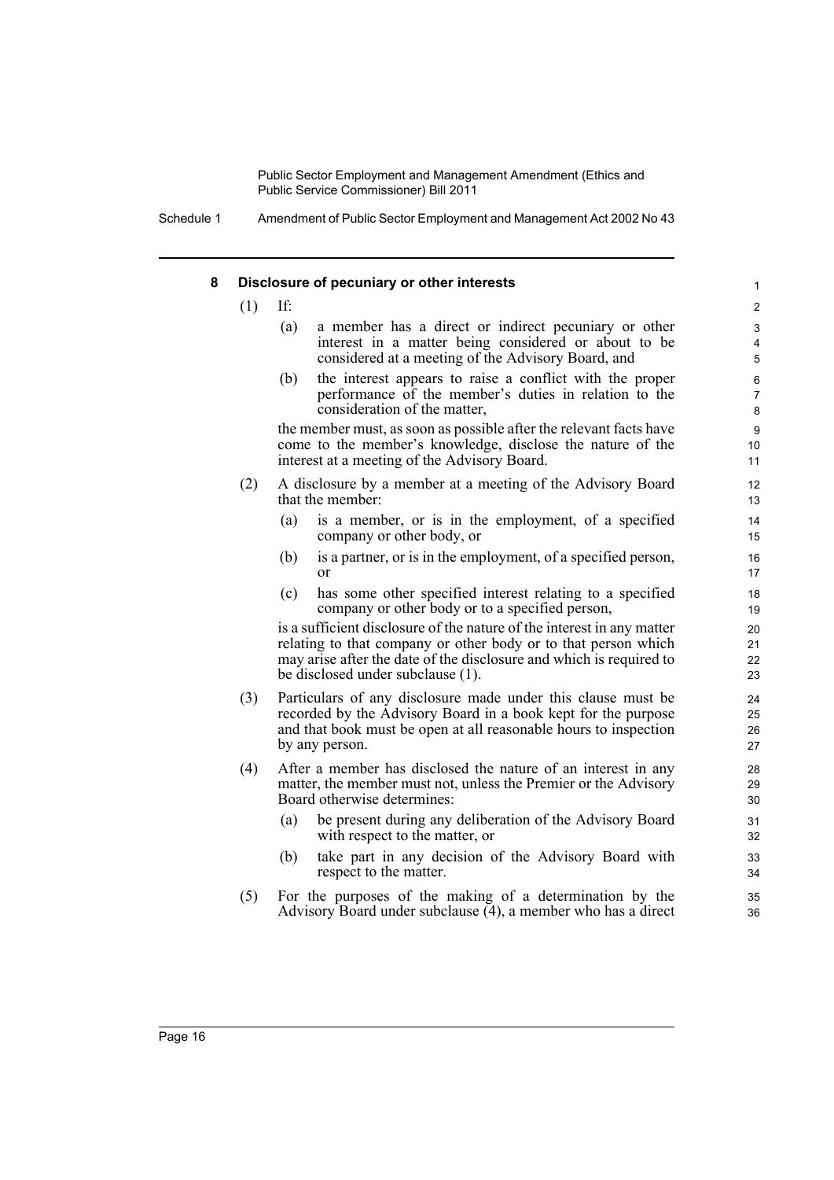### 8 Disclosure of pecuniary or other interests

(1) If:

(a) a member has a direct or indirect pecuniary or other interest in a matter being considered or about to be considered at a meeting of the Advisory Board, and

(b) the interest appears to raise a conflict with the proper performance of the member's duties in relation to the consideration of the matter,

the member must, as soon as possible after the relevant facts have come to the member's knowledge, disclose the nature of the interest at a meeting of the Advisory Board.

(2) A disclosure by a member at a meeting of the Advisory Board that the member:

(a) is a member, or is in the employment, of a specified company or other body, or

(b) is a partner, or is in the employment, of a specified person, or

(c) has some other specified interest relating to a specified company or other body or to a specified person,

is a sufficient disclosure of the nature of the interest in any matter relating to that company or other body or to that person which may arise after the date of the disclosure and which is required to be disclosed under subclause (1).

(3) Particulars of any disclosure made under this clause must be recorded by the Advisory Board in a book kept for the purpose and that book must be open at all reasonable hours to inspection by any person.

(4) After a member has disclosed the nature of an interest in any matter, the member must not, unless the Premier or the Advisory Board otherwise determines:

(a) be present during any deliberation of the Advisory Board with respect to the matter, or

(b) take part in any decision of the Advisory Board with respect to the matter.

(5) For the purposes of the making of a determination by the Advisory Board under subclause (4), a member who has a direct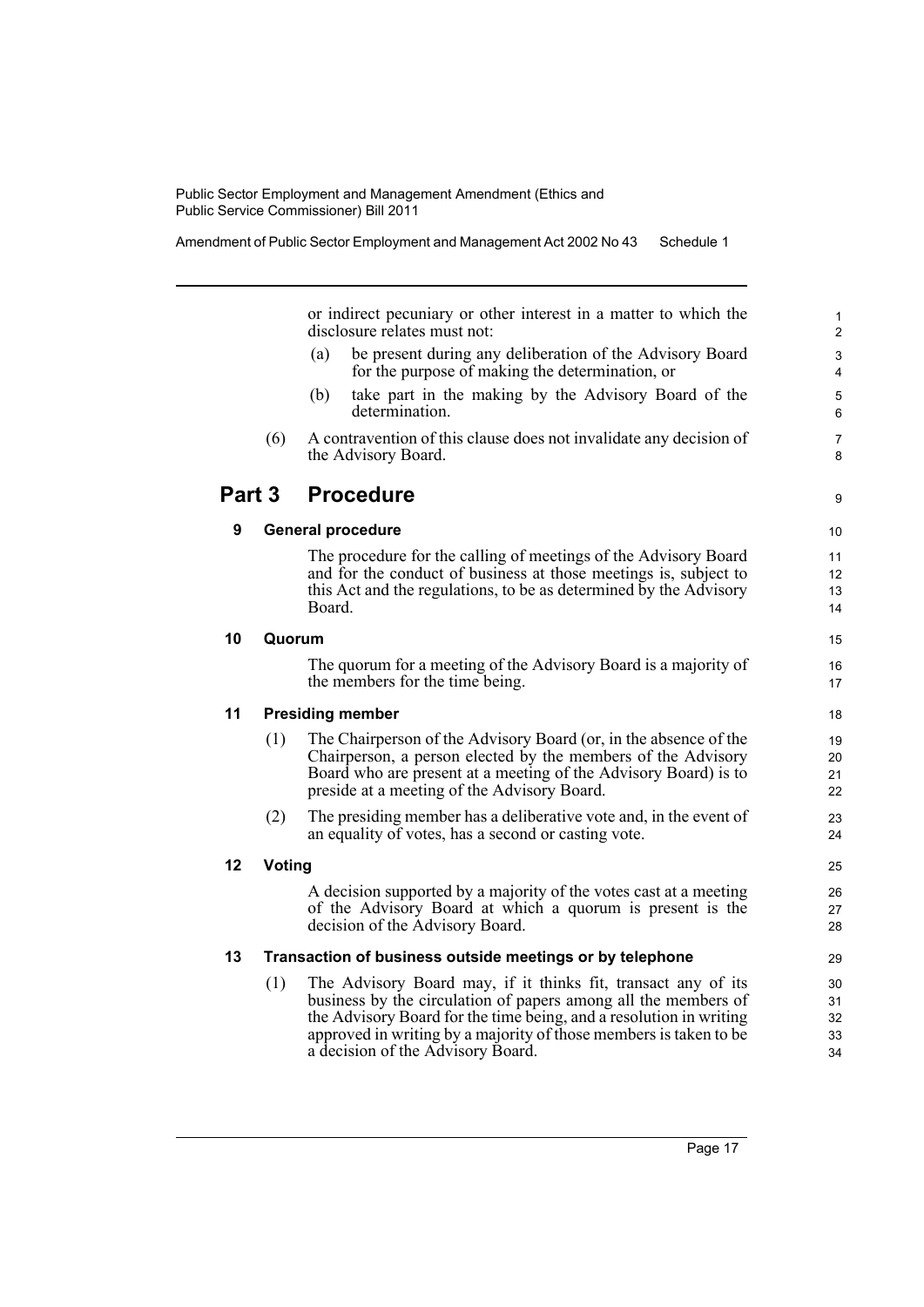or indirect pecuniary or other interest in a matter to which the disclosure relates must not:

(a) be present during any deliberation of the Advisory Board for the purpose of making the determination, or

(b) take part in the making by the Advisory Board of the determination.

(6) A contravention of this clause does not invalidate any decision of the Advisory Board.

## Part 3 Procedure

### 9 General procedure

The procedure for the calling of meetings of the Advisory Board and for the conduct of business at those meetings is, subject to this Act and the regulations, to be as determined by the Advisory Board.

### 10 Quorum

The quorum for a meeting of the Advisory Board is a majority of the members for the time being.

### 11 Presiding member

(1) The Chairperson of the Advisory Board (or, in the absence of the Chairperson, a person elected by the members of the Advisory Board who are present at a meeting of the Advisory Board) is to preside at a meeting of the Advisory Board.

(2) The presiding member has a deliberative vote and, in the event of an equality of votes, has a second or casting vote.

### 12 Voting

A decision supported by a majority of the votes cast at a meeting of the Advisory Board at which a quorum is present is the decision of the Advisory Board.

### 13 Transaction of business outside meetings or by telephone

(1) The Advisory Board may, if it thinks fit, transact any of its business by the circulation of papers among all the members of the Advisory Board for the time being, and a resolution in writing approved in writing by a majority of those members is taken to be a decision of the Advisory Board.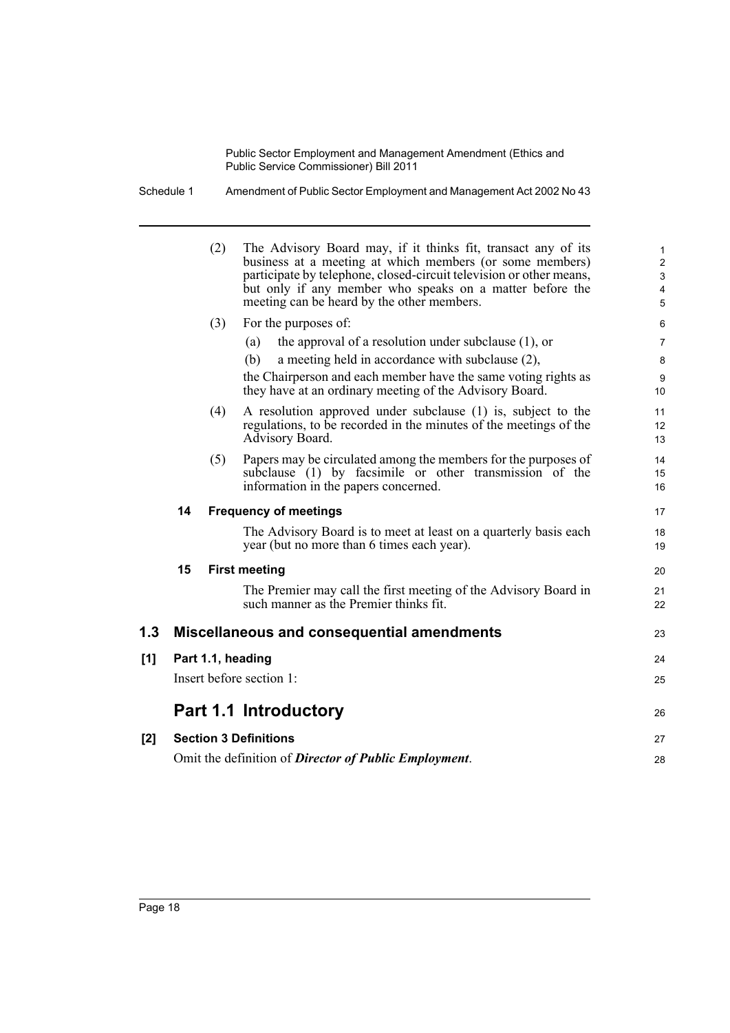(2) The Advisory Board may, if it thinks fit, transact any of its business at a meeting at which members (or some members) participate by telephone, closed-circuit television or other means, but only if any member who speaks on a matter before the meeting can be heard by the other members.

(3) For the purposes of:

(a) the approval of a resolution under subclause (1), or

(b) a meeting held in accordance with subclause (2),

the Chairperson and each member have the same voting rights as they have at an ordinary meeting of the Advisory Board.

(4) A resolution approved under subclause (1) is, subject to the regulations, to be recorded in the minutes of the meetings of the Advisory Board.

(5) Papers may be circulated among the members for the purposes of subclause (1) by facsimile or other transmission of the information in the papers concerned.

**14 Frequency of meetings**

The Advisory Board is to meet at least on a quarterly basis each year (but no more than 6 times each year).

**15 First meeting**

The Premier may call the first meeting of the Advisory Board in such manner as the Premier thinks fit.

## 1.3 Miscellaneous and consequential amendments

**[1] Part 1.1, heading**

Insert before section 1:

## Part 1.1 Introductory

**[2] Section 3 Definitions**

Omit the definition of ***Director of Public Employment***.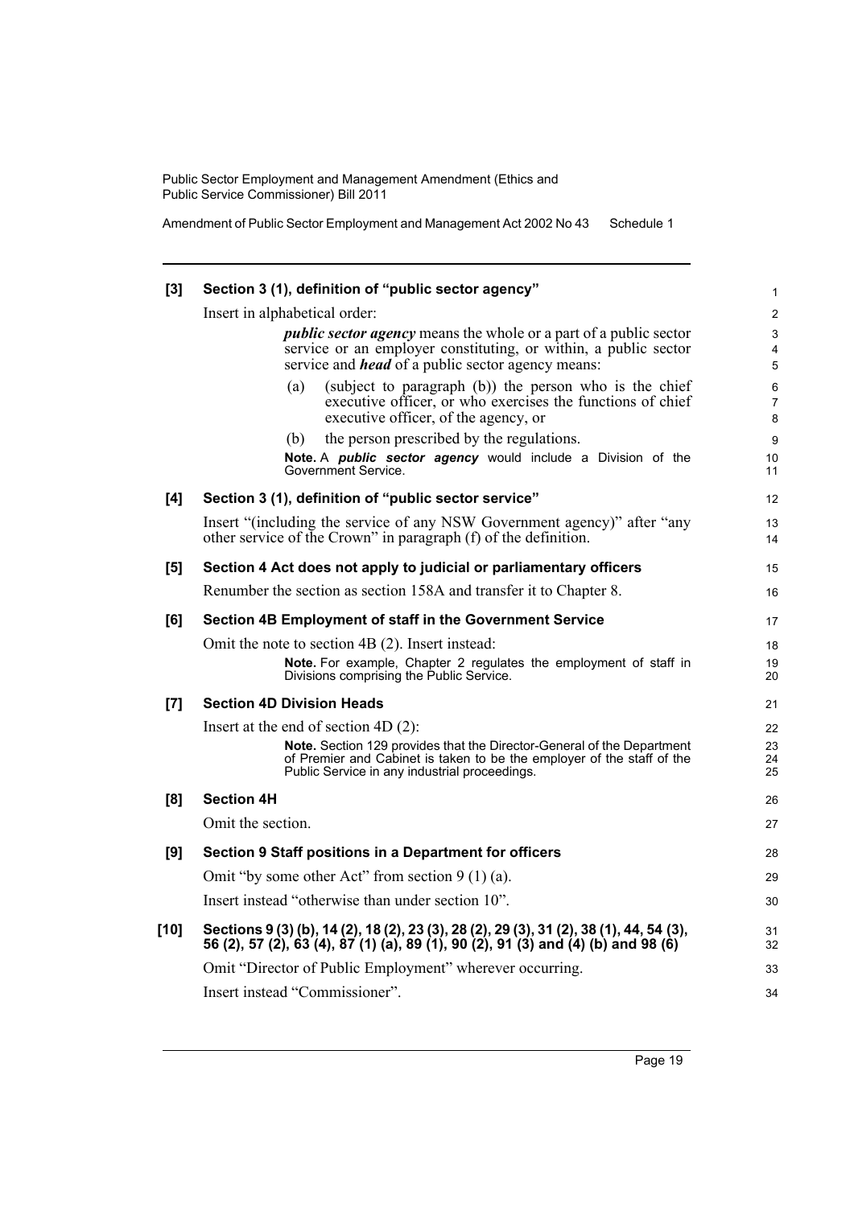**[3] Section 3 (1), definition of "public sector agency"**

Insert in alphabetical order:

> ***public sector agency*** means the whole or a part of a public sector service or an employer constituting, or within, a public sector service and ***head*** of a public sector agency means:
>
> (a) (subject to paragraph (b)) the person who is the chief executive officer, or who exercises the functions of chief executive officer, of the agency, or
>
> (b) the person prescribed by the regulations.
>
> **Note.** A ***public sector agency*** would include a Division of the Government Service.

**[4] Section 3 (1), definition of "public sector service"**

Insert "(including the service of any NSW Government agency)" after "any other service of the Crown" in paragraph (f) of the definition.

**[5] Section 4 Act does not apply to judicial or parliamentary officers**

Renumber the section as section 158A and transfer it to Chapter 8.

**[6] Section 4B Employment of staff in the Government Service**

Omit the note to section 4B (2). Insert instead:

> **Note.** For example, Chapter 2 regulates the employment of staff in Divisions comprising the Public Service.

**[7] Section 4D Division Heads**

Insert at the end of section 4D (2):

> **Note.** Section 129 provides that the Director-General of the Department of Premier and Cabinet is taken to be the employer of the staff of the Public Service in any industrial proceedings.

**[8] Section 4H**

Omit the section.

**[9] Section 9 Staff positions in a Department for officers**

Omit "by some other Act" from section 9 (1) (a).

Insert instead "otherwise than under section 10".

**[10] Sections 9 (3) (b), 14 (2), 18 (2), 23 (3), 28 (2), 29 (3), 31 (2), 38 (1), 44, 54 (3), 56 (2), 57 (2), 63 (4), 87 (1) (a), 89 (1), 90 (2), 91 (3) and (4) (b) and 98 (6)**

Omit "Director of Public Employment" wherever occurring.

Insert instead "Commissioner".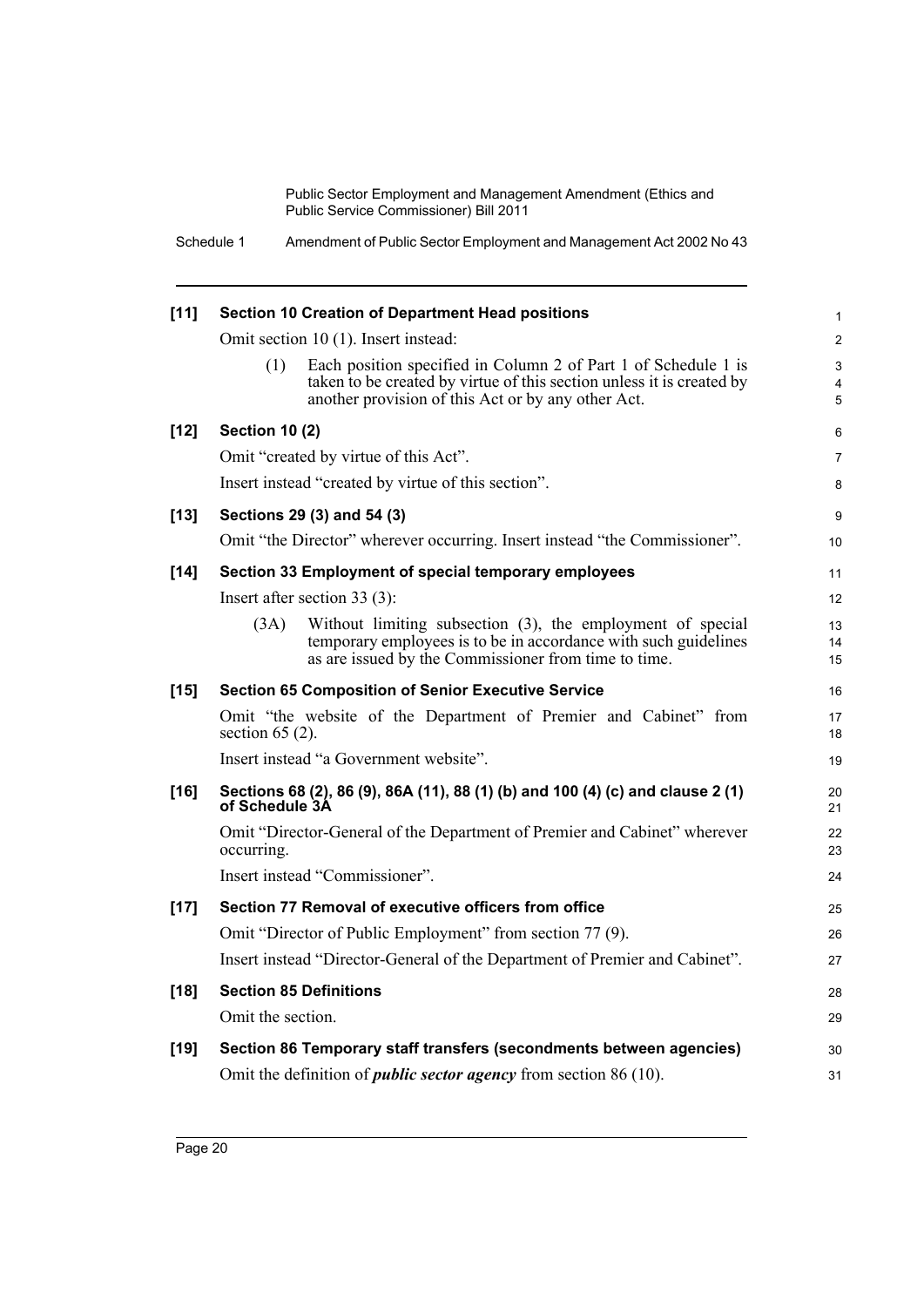**[11] Section 10 Creation of Department Head positions**

Omit section 10 (1). Insert instead:

(1) Each position specified in Column 2 of Part 1 of Schedule 1 is taken to be created by virtue of this section unless it is created by another provision of this Act or by any other Act.

**[12] Section 10 (2)**

Omit "created by virtue of this Act".

Insert instead "created by virtue of this section".

**[13] Sections 29 (3) and 54 (3)**

Omit "the Director" wherever occurring. Insert instead "the Commissioner".

**[14] Section 33 Employment of special temporary employees**

Insert after section 33 (3):

(3A) Without limiting subsection (3), the employment of special temporary employees is to be in accordance with such guidelines as are issued by the Commissioner from time to time.

**[15] Section 65 Composition of Senior Executive Service**

Omit "the website of the Department of Premier and Cabinet" from section 65 (2).

Insert instead "a Government website".

**[16] Sections 68 (2), 86 (9), 86A (11), 88 (1) (b) and 100 (4) (c) and clause 2 (1) of Schedule 3A**

Omit "Director-General of the Department of Premier and Cabinet" wherever occurring.

Insert instead "Commissioner".

**[17] Section 77 Removal of executive officers from office**

Omit "Director of Public Employment" from section 77 (9).

Insert instead "Director-General of the Department of Premier and Cabinet".

**[18] Section 85 Definitions**

Omit the section.

**[19] Section 86 Temporary staff transfers (secondments between agencies)**

Omit the definition of ***public sector agency*** from section 86 (10).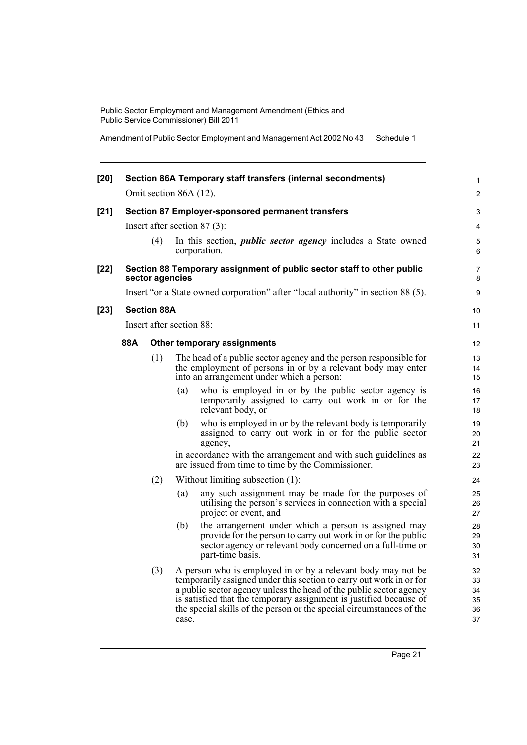**[20] Section 86A Temporary staff transfers (internal secondments)**

Omit section 86A (12).

**[21] Section 87 Employer-sponsored permanent transfers**

Insert after section 87 (3):

(4) In this section, ***public sector agency*** includes a State owned corporation.

**[22] Section 88 Temporary assignment of public sector staff to other public sector agencies**

Insert "or a State owned corporation" after "local authority" in section 88 (5).

**[23] Section 88A**

Insert after section 88:

**88A Other temporary assignments**

(1) The head of a public sector agency and the person responsible for the employment of persons in or by a relevant body may enter into an arrangement under which a person:

(a) who is employed in or by the public sector agency is temporarily assigned to carry out work in or for the relevant body, or

(b) who is employed in or by the relevant body is temporarily assigned to carry out work in or for the public sector agency,

in accordance with the arrangement and with such guidelines as are issued from time to time by the Commissioner.

(2) Without limiting subsection (1):

(a) any such assignment may be made for the purposes of utilising the person's services in connection with a special project or event, and

(b) the arrangement under which a person is assigned may provide for the person to carry out work in or for the public sector agency or relevant body concerned on a full-time or part-time basis.

(3) A person who is employed in or by a relevant body may not be temporarily assigned under this section to carry out work in or for a public sector agency unless the head of the public sector agency is satisfied that the temporary assignment is justified because of the special skills of the person or the special circumstances of the case.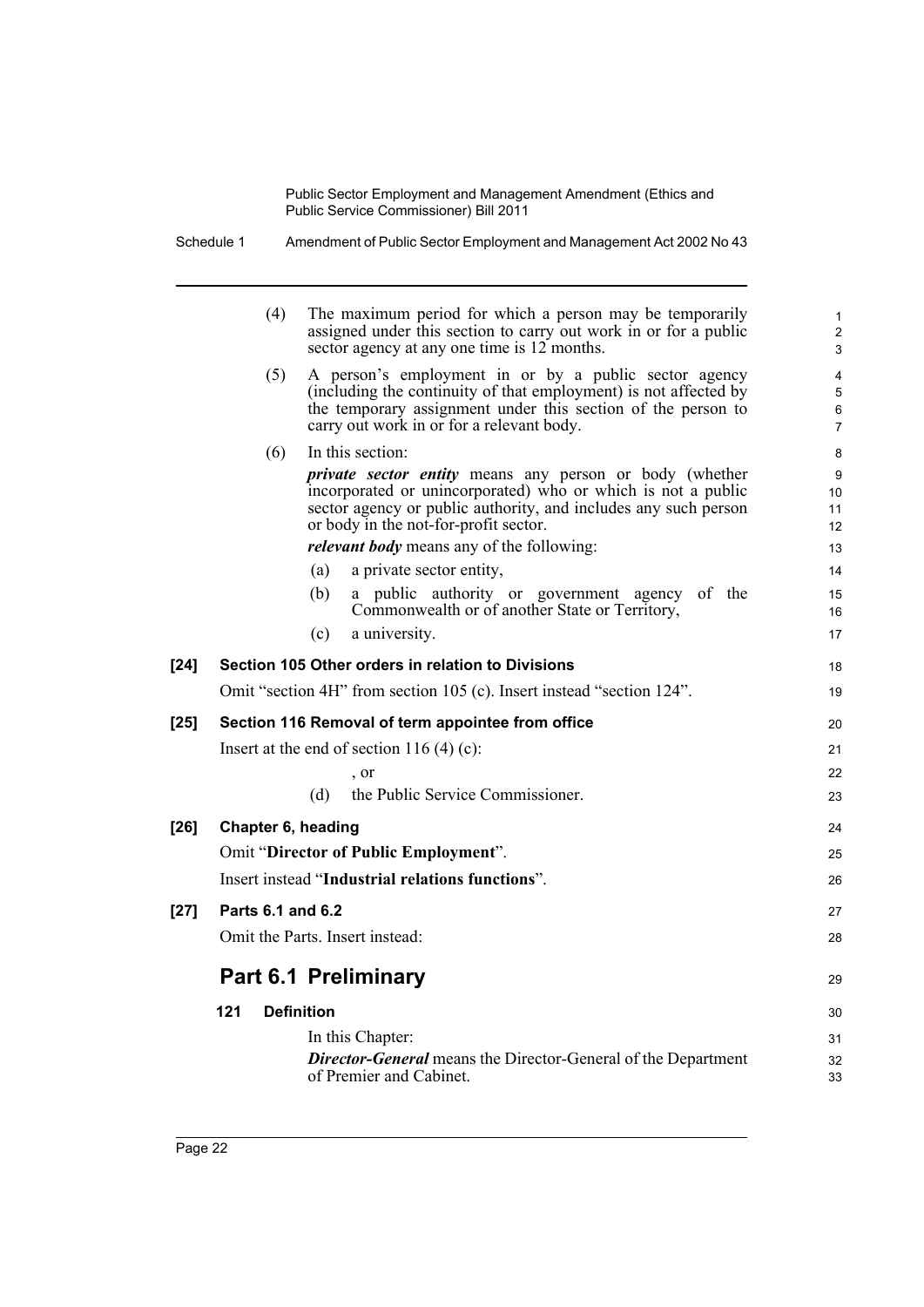(4) The maximum period for which a person may be temporarily assigned under this section to carry out work in or for a public sector agency at any one time is 12 months.

(5) A person's employment in or by a public sector agency (including the continuity of that employment) is not affected by the temporary assignment under this section of the person to carry out work in or for a relevant body.

(6) In this section:

***private sector entity*** means any person or body (whether incorporated or unincorporated) who or which is not a public sector agency or public authority, and includes any such person or body in the not-for-profit sector.

***relevant body*** means any of the following:

(a) a private sector entity,

(b) a public authority or government agency of the Commonwealth or of another State or Territory,

(c) a university.

### [24] Section 105 Other orders in relation to Divisions

Omit "section 4H" from section 105 (c). Insert instead "section 124".

### [25] Section 116 Removal of term appointee from office

Insert at the end of section 116 (4) (c):

, or

(d) the Public Service Commissioner.

### [26] Chapter 6, heading

Omit "**Director of Public Employment**".

Insert instead "**Industrial relations functions**".

### [27] Parts 6.1 and 6.2

Omit the Parts. Insert instead:

## Part 6.1 Preliminary

### 121 Definition

In this Chapter:

***Director-General*** means the Director-General of the Department of Premier and Cabinet.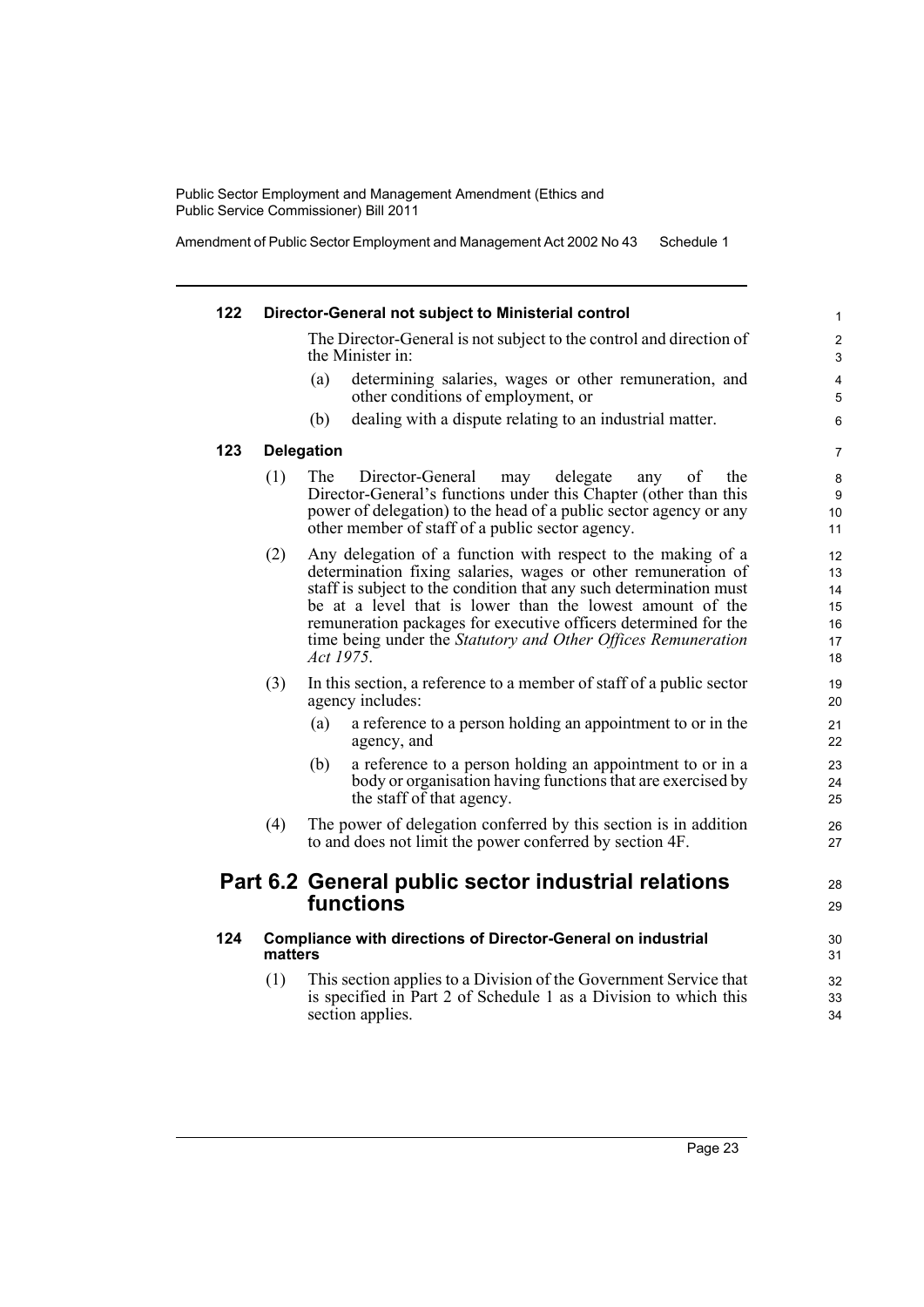**122 Director-General not subject to Ministerial control**

The Director-General is not subject to the control and direction of the Minister in:

(a) determining salaries, wages or other remuneration, and other conditions of employment, or

(b) dealing with a dispute relating to an industrial matter.

**123 Delegation**

(1) The Director-General may delegate any of the Director-General's functions under this Chapter (other than this power of delegation) to the head of a public sector agency or any other member of staff of a public sector agency.

(2) Any delegation of a function with respect to the making of a determination fixing salaries, wages or other remuneration of staff is subject to the condition that any such determination must be at a level that is lower than the lowest amount of the remuneration packages for executive officers determined for the time being under the *Statutory and Other Offices Remuneration Act 1975*.

(3) In this section, a reference to a member of staff of a public sector agency includes:

(a) a reference to a person holding an appointment to or in the agency, and

(b) a reference to a person holding an appointment to or in a body or organisation having functions that are exercised by the staff of that agency.

(4) The power of delegation conferred by this section is in addition to and does not limit the power conferred by section 4F.

## Part 6.2 General public sector industrial relations functions

**124 Compliance with directions of Director-General on industrial matters**

(1) This section applies to a Division of the Government Service that is specified in Part 2 of Schedule 1 as a Division to which this section applies.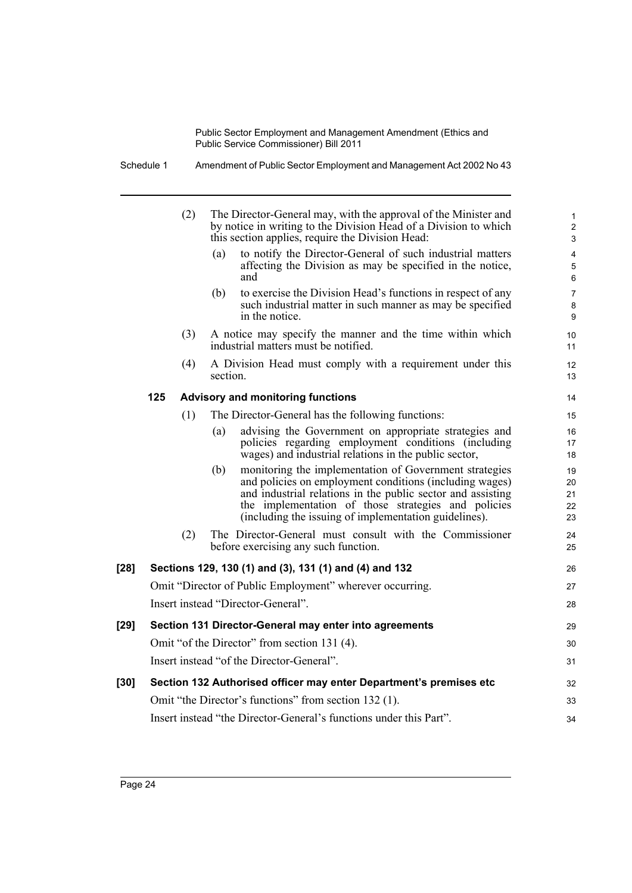(2) The Director-General may, with the approval of the Minister and by notice in writing to the Division Head of a Division to which this section applies, require the Division Head:

(a) to notify the Director-General of such industrial matters affecting the Division as may be specified in the notice, and

(b) to exercise the Division Head's functions in respect of any such industrial matter in such manner as may be specified in the notice.

(3) A notice may specify the manner and the time within which industrial matters must be notified.

(4) A Division Head must comply with a requirement under this section.

**125 Advisory and monitoring functions**

(1) The Director-General has the following functions:

(a) advising the Government on appropriate strategies and policies regarding employment conditions (including wages) and industrial relations in the public sector,

(b) monitoring the implementation of Government strategies and policies on employment conditions (including wages) and industrial relations in the public sector and assisting the implementation of those strategies and policies (including the issuing of implementation guidelines).

(2) The Director-General must consult with the Commissioner before exercising any such function.

### [28] Sections 129, 130 (1) and (3), 131 (1) and (4) and 132

Omit "Director of Public Employment" wherever occurring.

Insert instead "Director-General".

### [29] Section 131 Director-General may enter into agreements

Omit "of the Director" from section 131 (4).

Insert instead "of the Director-General".

### [30] Section 132 Authorised officer may enter Department's premises etc

Omit "the Director's functions" from section 132 (1).

Insert instead "the Director-General's functions under this Part".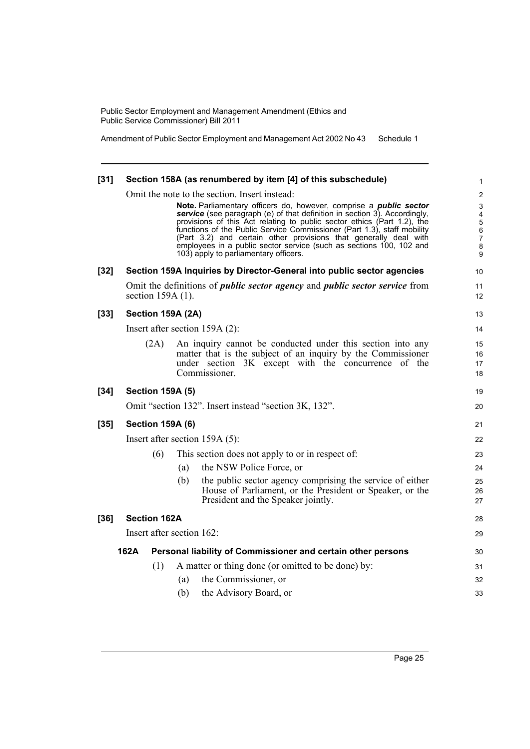**[31] Section 158A (as renumbered by item [4] of this subschedule)**

Omit the note to the section. Insert instead:

> **Note.** Parliamentary officers do, however, comprise a ***public sector service*** (see paragraph (e) of that definition in section 3). Accordingly, provisions of this Act relating to public sector ethics (Part 1.2), the functions of the Public Service Commissioner (Part 1.3), staff mobility (Part 3.2) and certain other provisions that generally deal with employees in a public sector service (such as sections 100, 102 and 103) apply to parliamentary officers.

**[32] Section 159A Inquiries by Director-General into public sector agencies**

Omit the definitions of ***public sector agency*** and ***public sector service*** from section 159A (1).

**[33] Section 159A (2A)**

Insert after section 159A (2):

(2A) An inquiry cannot be conducted under this section into any matter that is the subject of an inquiry by the Commissioner under section 3K except with the concurrence of the Commissioner.

**[34] Section 159A (5)**

Omit "section 132". Insert instead "section 3K, 132".

**[35] Section 159A (6)**

Insert after section 159A (5):

(6) This section does not apply to or in respect of:

(a) the NSW Police Force, or

(b) the public sector agency comprising the service of either House of Parliament, or the President or Speaker, or the President and the Speaker jointly.

**[36] Section 162A**

Insert after section 162:

**162A Personal liability of Commissioner and certain other persons**

(1) A matter or thing done (or omitted to be done) by:

(a) the Commissioner, or

(b) the Advisory Board, or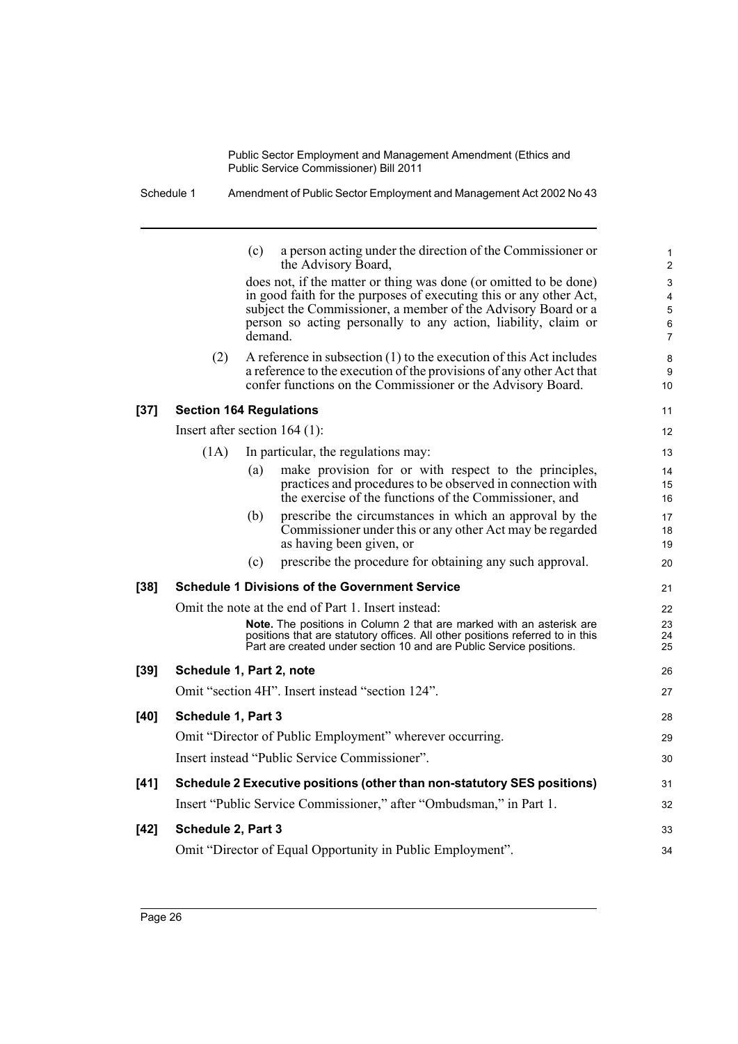(c) a person acting under the direction of the Commissioner or the Advisory Board,

does not, if the matter or thing was done (or omitted to be done) in good faith for the purposes of executing this or any other Act, subject the Commissioner, a member of the Advisory Board or a person so acting personally to any action, liability, claim or demand.

(2) A reference in subsection (1) to the execution of this Act includes a reference to the execution of the provisions of any other Act that confer functions on the Commissioner or the Advisory Board.

**[37] Section 164 Regulations**

Insert after section 164 (1):

(1A) In particular, the regulations may:

(a) make provision for or with respect to the principles, practices and procedures to be observed in connection with the exercise of the functions of the Commissioner, and

(b) prescribe the circumstances in which an approval by the Commissioner under this or any other Act may be regarded as having been given, or

(c) prescribe the procedure for obtaining any such approval.

**[38] Schedule 1 Divisions of the Government Service**

Omit the note at the end of Part 1. Insert instead:

**Note.** The positions in Column 2 that are marked with an asterisk are positions that are statutory offices. All other positions referred to in this Part are created under section 10 and are Public Service positions.

**[39] Schedule 1, Part 2, note**

Omit "section 4H". Insert instead "section 124".

**[40] Schedule 1, Part 3**

Omit "Director of Public Employment" wherever occurring.

Insert instead "Public Service Commissioner".

**[41] Schedule 2 Executive positions (other than non-statutory SES positions)**

Insert "Public Service Commissioner," after "Ombudsman," in Part 1.

**[42] Schedule 2, Part 3**

Omit "Director of Equal Opportunity in Public Employment".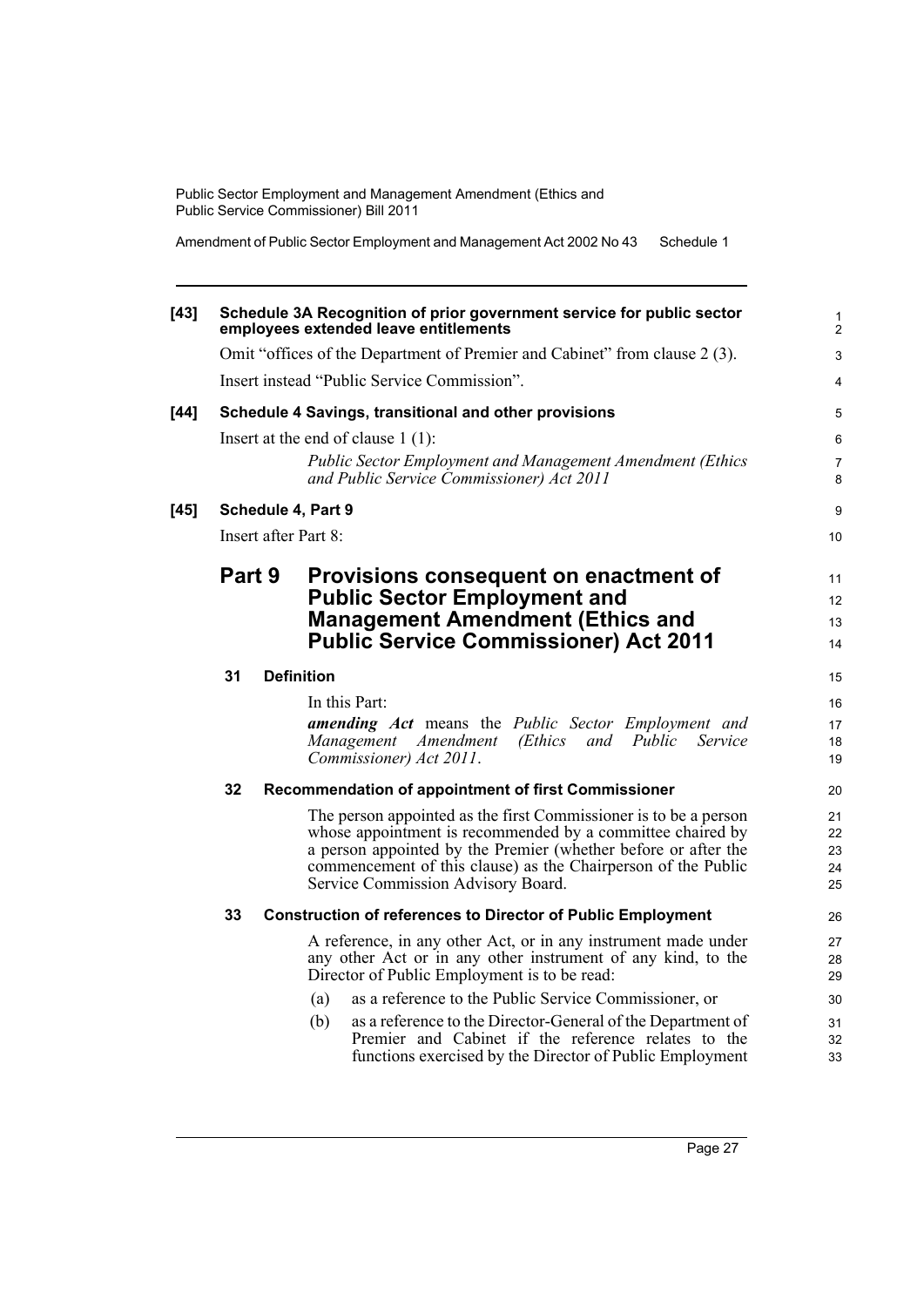**[43] Schedule 3A Recognition of prior government service for public sector employees extended leave entitlements**

Omit "offices of the Department of Premier and Cabinet" from clause 2 (3).

Insert instead "Public Service Commission".

**[44] Schedule 4 Savings, transitional and other provisions**

Insert at the end of clause 1 (1):

> *Public Sector Employment and Management Amendment (Ethics and Public Service Commissioner) Act 2011*

**[45] Schedule 4, Part 9**

Insert after Part 8:

## Part 9 Provisions consequent on enactment of Public Sector Employment and Management Amendment (Ethics and Public Service Commissioner) Act 2011

### 31 Definition

In this Part:

***amending Act*** means the *Public Sector Employment and Management Amendment (Ethics and Public Service Commissioner) Act 2011*.

### 32 Recommendation of appointment of first Commissioner

The person appointed as the first Commissioner is to be a person whose appointment is recommended by a committee chaired by a person appointed by the Premier (whether before or after the commencement of this clause) as the Chairperson of the Public Service Commission Advisory Board.

### 33 Construction of references to Director of Public Employment

A reference, in any other Act, or in any instrument made under any other Act or in any other instrument of any kind, to the Director of Public Employment is to be read:

(a) as a reference to the Public Service Commissioner, or

(b) as a reference to the Director-General of the Department of Premier and Cabinet if the reference relates to the functions exercised by the Director of Public Employment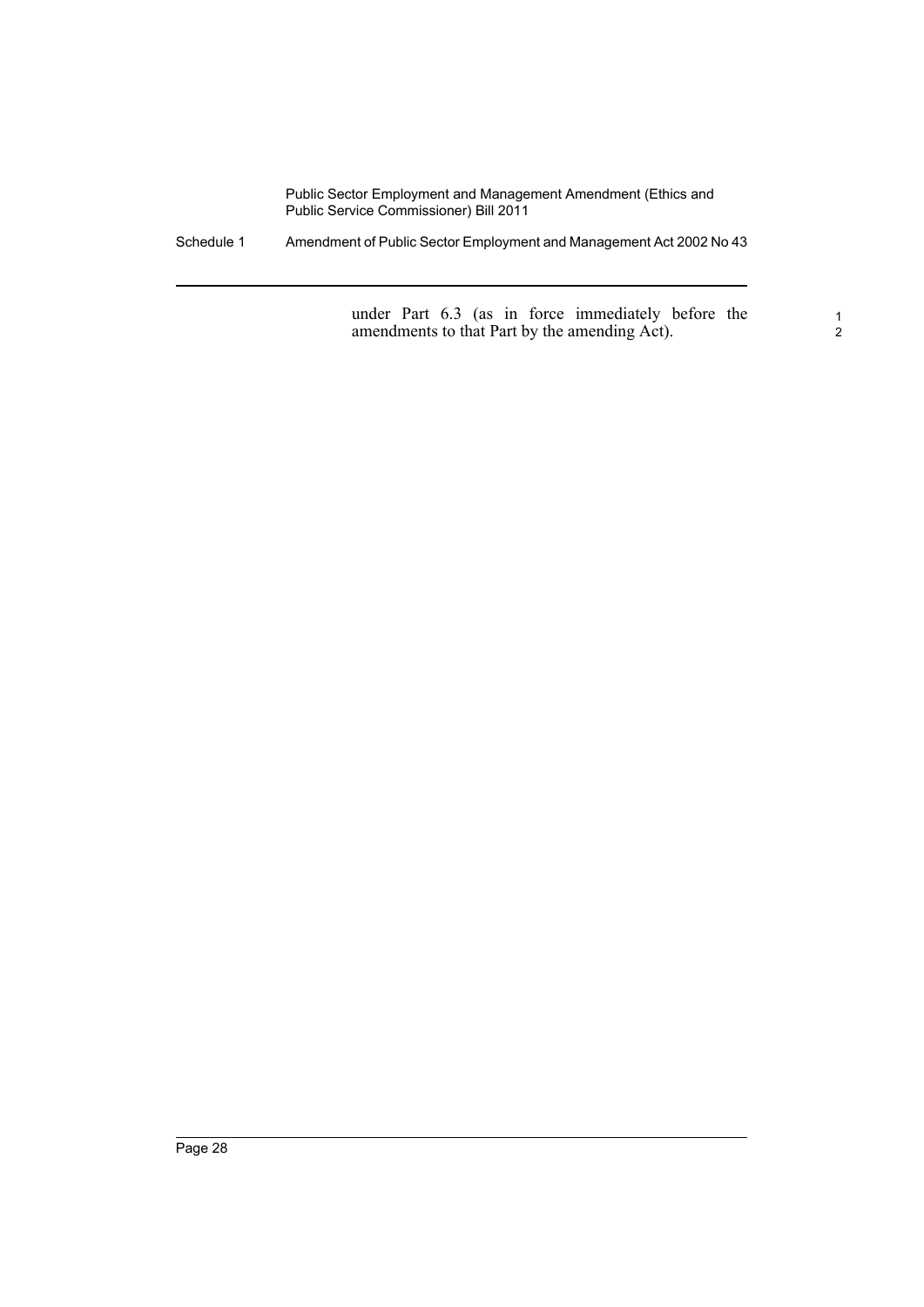under Part 6.3 (as in force immediately before the amendments to that Part by the amending Act).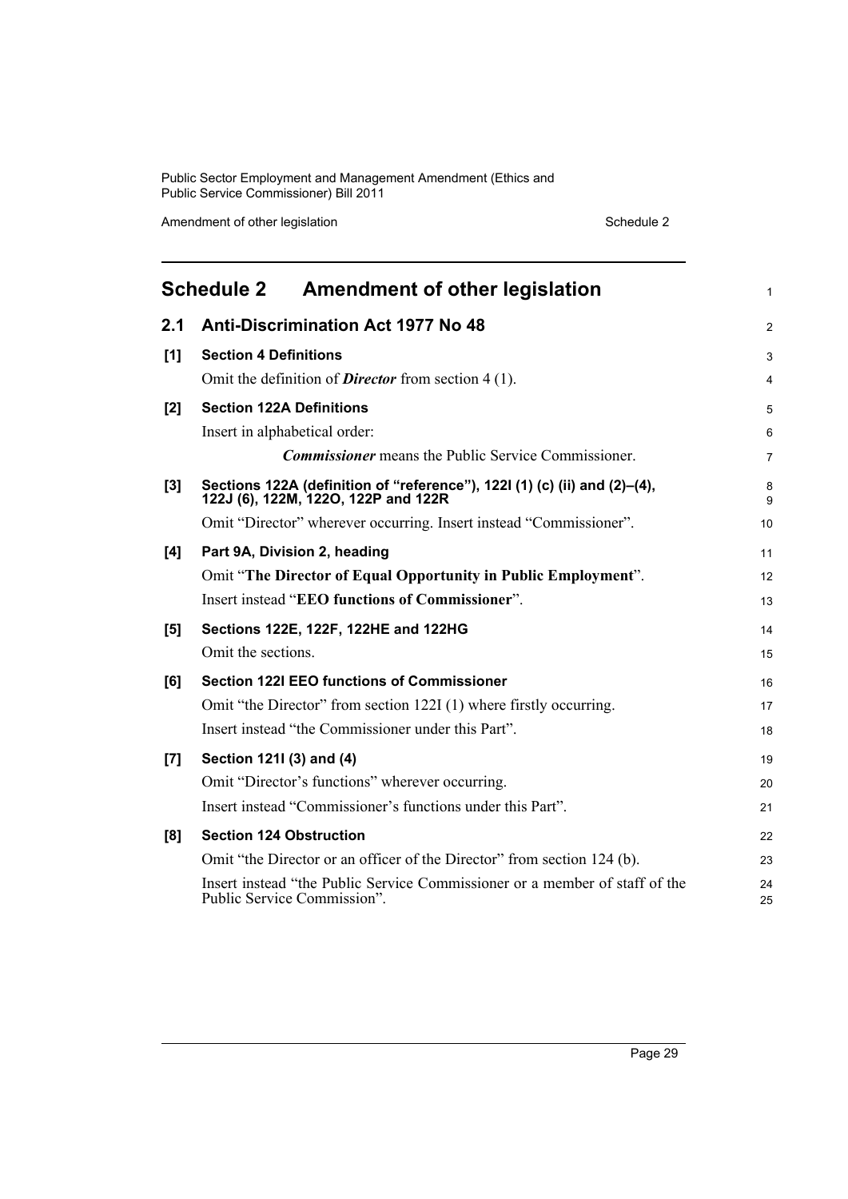# Schedule 2 Amendment of other legislation

## 2.1 Anti-Discrimination Act 1977 No 48

**[1] Section 4 Definitions**

Omit the definition of ***Director*** from section 4 (1).

**[2] Section 122A Definitions**

Insert in alphabetical order:

> ***Commissioner*** means the Public Service Commissioner.

**[3] Sections 122A (definition of "reference"), 122I (1) (c) (ii) and (2)–(4), 122J (6), 122M, 122O, 122P and 122R**

Omit "Director" wherever occurring. Insert instead "Commissioner".

**[4] Part 9A, Division 2, heading**

Omit "**The Director of Equal Opportunity in Public Employment**".

Insert instead "**EEO functions of Commissioner**".

**[5] Sections 122E, 122F, 122HE and 122HG**

Omit the sections.

**[6] Section 122I EEO functions of Commissioner**

Omit "the Director" from section 122I (1) where firstly occurring.

Insert instead "the Commissioner under this Part".

**[7] Section 121I (3) and (4)**

Omit "Director's functions" wherever occurring.

Insert instead "Commissioner's functions under this Part".

**[8] Section 124 Obstruction**

Omit "the Director or an officer of the Director" from section 124 (b).

Insert instead "the Public Service Commissioner or a member of staff of the Public Service Commission".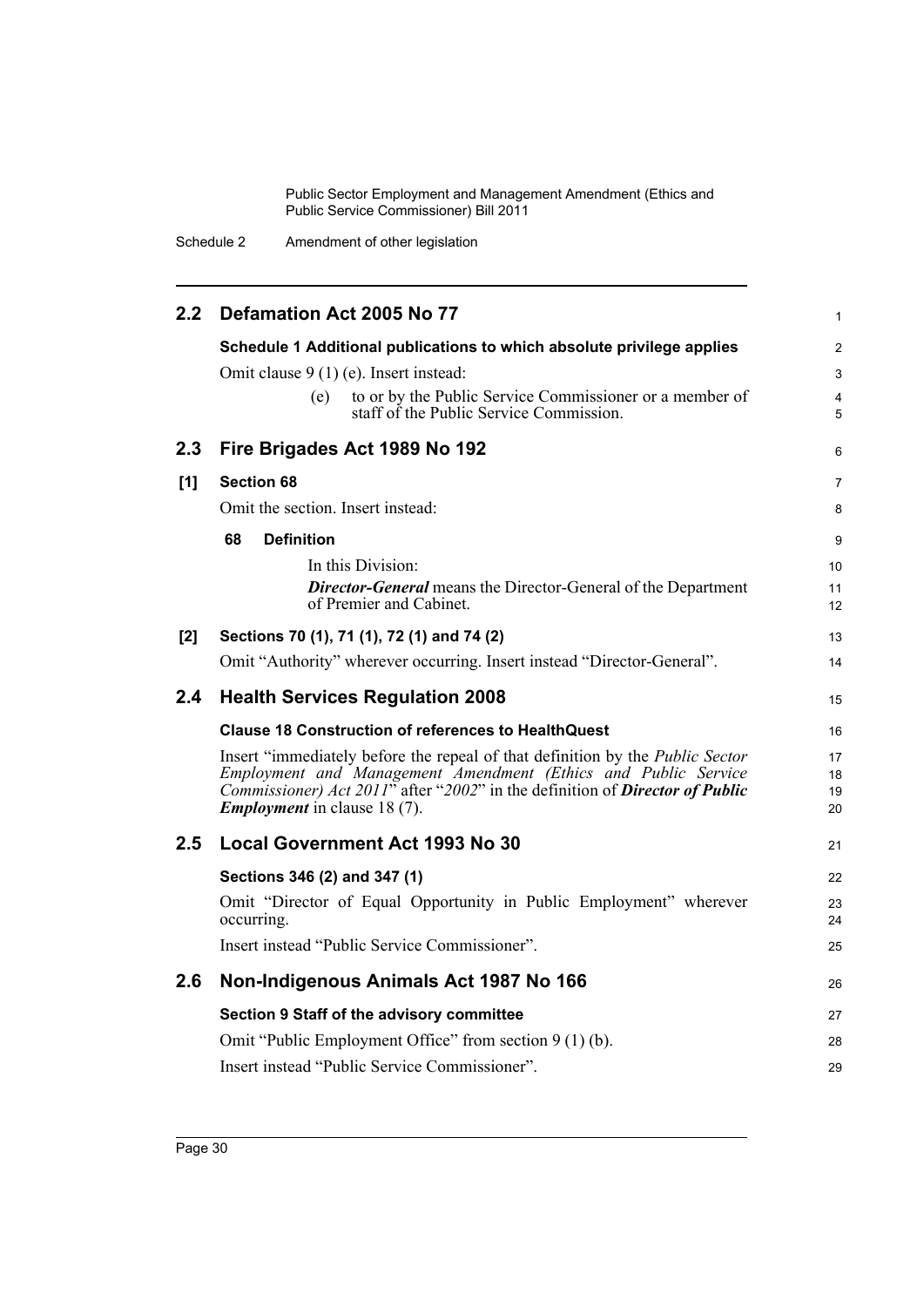## 2.2 Defamation Act 2005 No 77

**Schedule 1 Additional publications to which absolute privilege applies**

Omit clause 9 (1) (e). Insert instead:

(e) to or by the Public Service Commissioner or a member of staff of the Public Service Commission.

## 2.3 Fire Brigades Act 1989 No 192

**[1] Section 68**

Omit the section. Insert instead:

**68 Definition**

In this Division:

***Director-General*** means the Director-General of the Department of Premier and Cabinet.

**[2] Sections 70 (1), 71 (1), 72 (1) and 74 (2)**

Omit "Authority" wherever occurring. Insert instead "Director-General".

## 2.4 Health Services Regulation 2008

**Clause 18 Construction of references to HealthQuest**

Insert "immediately before the repeal of that definition by the *Public Sector Employment and Management Amendment (Ethics and Public Service Commissioner) Act 2011*" after "*2002*" in the definition of ***Director of Public Employment*** in clause 18 (7).

## 2.5 Local Government Act 1993 No 30

**Sections 346 (2) and 347 (1)**

Omit "Director of Equal Opportunity in Public Employment" wherever occurring.

Insert instead "Public Service Commissioner".

## 2.6 Non-Indigenous Animals Act 1987 No 166

**Section 9 Staff of the advisory committee**

Omit "Public Employment Office" from section 9 (1) (b).

Insert instead "Public Service Commissioner".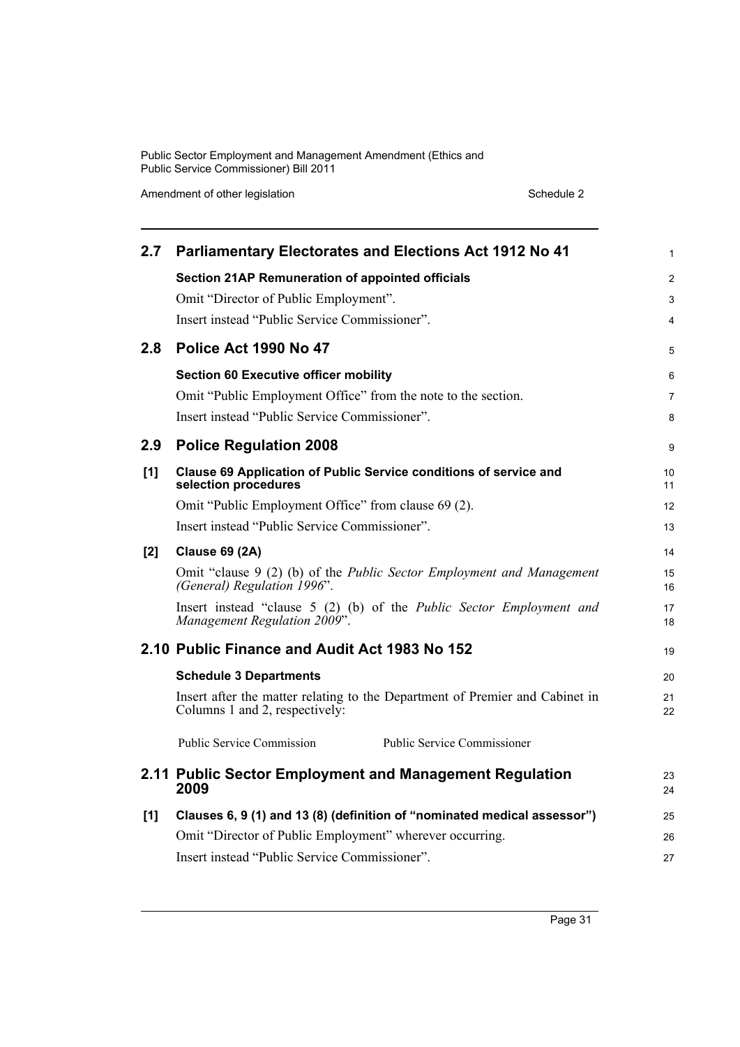## 2.7 Parliamentary Electorates and Elections Act 1912 No 41

**Section 21AP Remuneration of appointed officials**

Omit "Director of Public Employment".

Insert instead "Public Service Commissioner".

## 2.8 Police Act 1990 No 47

**Section 60 Executive officer mobility**

Omit "Public Employment Office" from the note to the section.

Insert instead "Public Service Commissioner".

## 2.9 Police Regulation 2008

**[1] Clause 69 Application of Public Service conditions of service and selection procedures**

Omit "Public Employment Office" from clause 69 (2).

Insert instead "Public Service Commissioner".

**[2] Clause 69 (2A)**

Omit "clause 9 (2) (b) of the *Public Sector Employment and Management (General) Regulation 1996*".

Insert instead "clause 5 (2) (b) of the *Public Sector Employment and Management Regulation 2009*".

## 2.10 Public Finance and Audit Act 1983 No 152

**Schedule 3 Departments**

Insert after the matter relating to the Department of Premier and Cabinet in Columns 1 and 2, respectively:

| | |
|---|---|
| Public Service Commission | Public Service Commissioner |

## 2.11 Public Sector Employment and Management Regulation 2009

**[1] Clauses 6, 9 (1) and 13 (8) (definition of "nominated medical assessor")**

Omit "Director of Public Employment" wherever occurring.

Insert instead "Public Service Commissioner".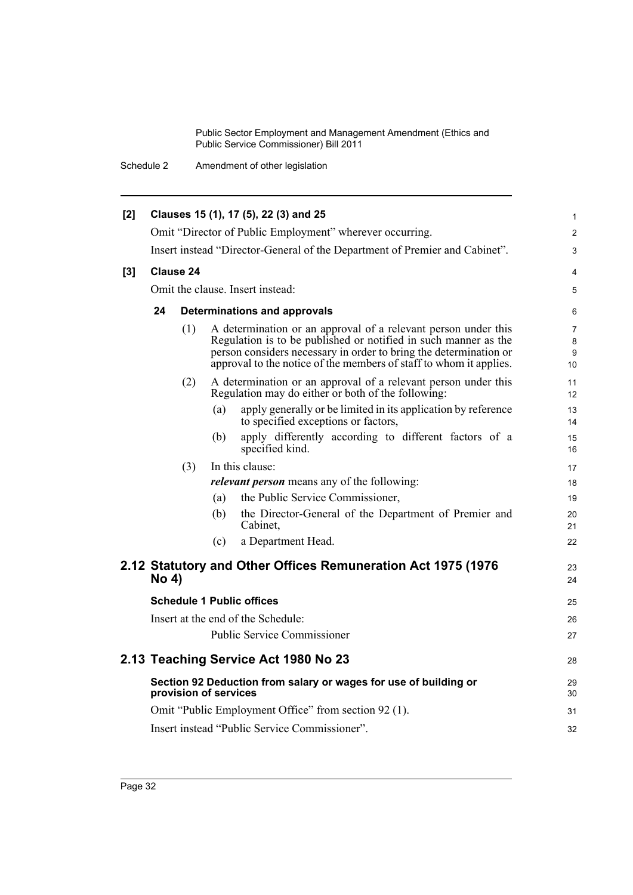**[2] Clauses 15 (1), 17 (5), 22 (3) and 25**

Omit "Director of Public Employment" wherever occurring.

Insert instead "Director-General of the Department of Premier and Cabinet".

**[3] Clause 24**

Omit the clause. Insert instead:

**24 Determinations and approvals**

(1) A determination or an approval of a relevant person under this Regulation is to be published or notified in such manner as the person considers necessary in order to bring the determination or approval to the notice of the members of staff to whom it applies.

(2) A determination or an approval of a relevant person under this Regulation may do either or both of the following:

(a) apply generally or be limited in its application by reference to specified exceptions or factors,

(b) apply differently according to different factors of a specified kind.

(3) In this clause:

***relevant person*** means any of the following:

(a) the Public Service Commissioner,

(b) the Director-General of the Department of Premier and Cabinet,

(c) a Department Head.

## 2.12 Statutory and Other Offices Remuneration Act 1975 (1976 No 4)

**Schedule 1 Public offices**

Insert at the end of the Schedule:

Public Service Commissioner

## 2.13 Teaching Service Act 1980 No 23

**Section 92 Deduction from salary or wages for use of building or provision of services**

Omit "Public Employment Office" from section 92 (1).

Insert instead "Public Service Commissioner".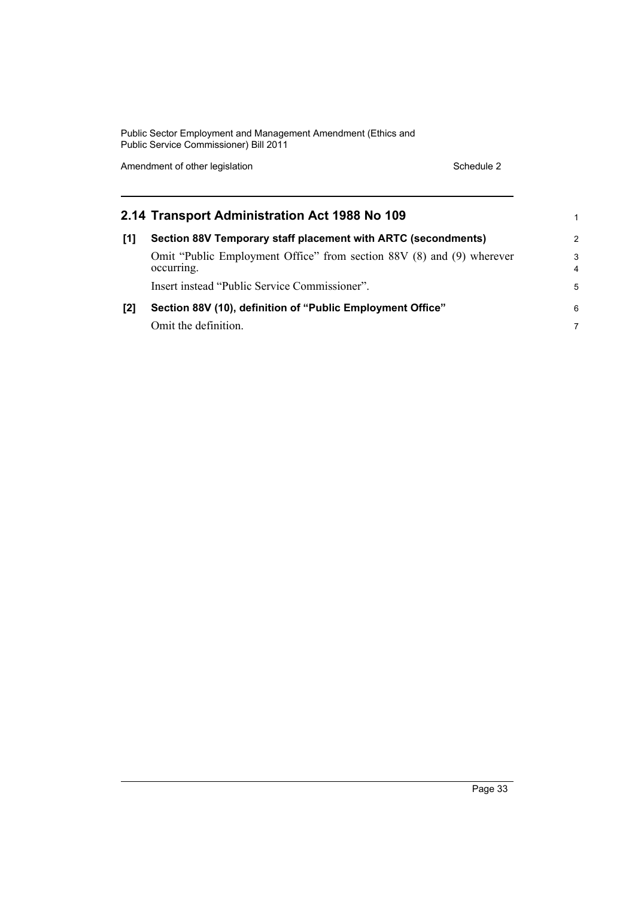## 2.14 Transport Administration Act 1988 No 109

**[1] Section 88V Temporary staff placement with ARTC (secondments)**

Omit "Public Employment Office" from section 88V (8) and (9) wherever occurring.

Insert instead "Public Service Commissioner".

**[2] Section 88V (10), definition of "Public Employment Office"**

Omit the definition.